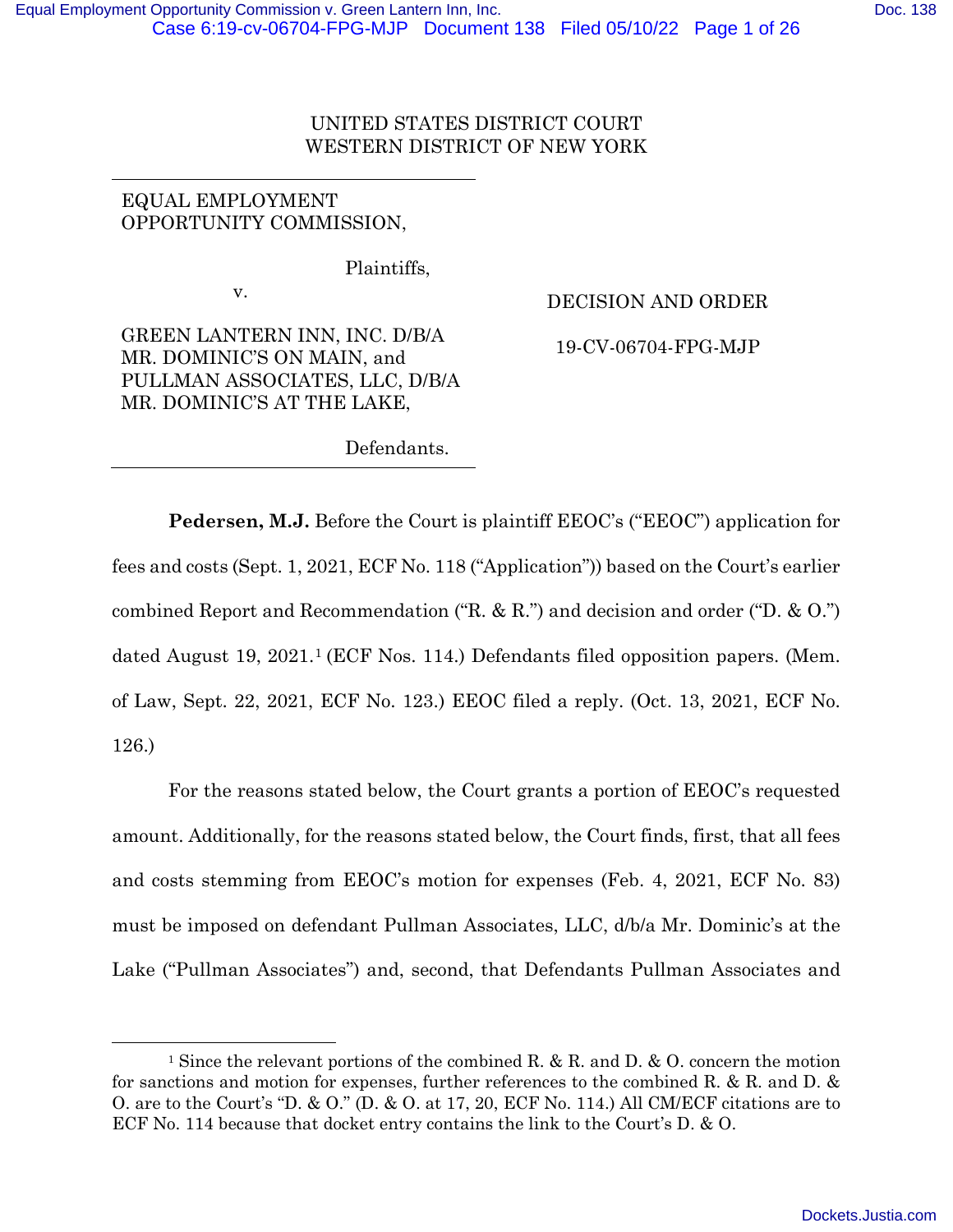UNITED STATES DISTRICT COURT
WESTERN DISTRICT OF NEW YORK

EQUAL EMPLOYMENT OPPORTUNITY COMMISSION,

Plaintiffs,

v.

GREEN LANTERN INN, INC. D/B/A MR. DOMINIC'S ON MAIN, and PULLMAN ASSOCIATES, LLC, D/B/A MR. DOMINIC'S AT THE LAKE,

Defendants.

DECISION AND ORDER

19-CV-06704-FPG-MJP

**Pedersen, M.J.** Before the Court is plaintiff EEOC's ("EEOC") application for fees and costs (Sept. 1, 2021, ECF No. 118 ("Application")) based on the Court's earlier combined Report and Recommendation ("R. & R.") and decision and order ("D. & O.") dated August 19, 2021.[1] (ECF Nos. 114.) Defendants filed opposition papers. (Mem. of Law, Sept. 22, 2021, ECF No. 123.) EEOC filed a reply. (Oct. 13, 2021, ECF No. 126.)

For the reasons stated below, the Court grants a portion of EEOC's requested amount. Additionally, for the reasons stated below, the Court finds, first, that all fees and costs stemming from EEOC's motion for expenses (Feb. 4, 2021, ECF No. 83) must be imposed on defendant Pullman Associates, LLC, d/b/a Mr. Dominic's at the Lake ("Pullman Associates") and, second, that Defendants Pullman Associates and

[1] Since the relevant portions of the combined R. & R. and D. & O. concern the motion for sanctions and motion for expenses, further references to the combined R. & R. and D. & O. are to the Court's "D. & O." (D. & O. at 17, 20, ECF No. 114.) All CM/ECF citations are to ECF No. 114 because that docket entry contains the link to the Court's D. & O.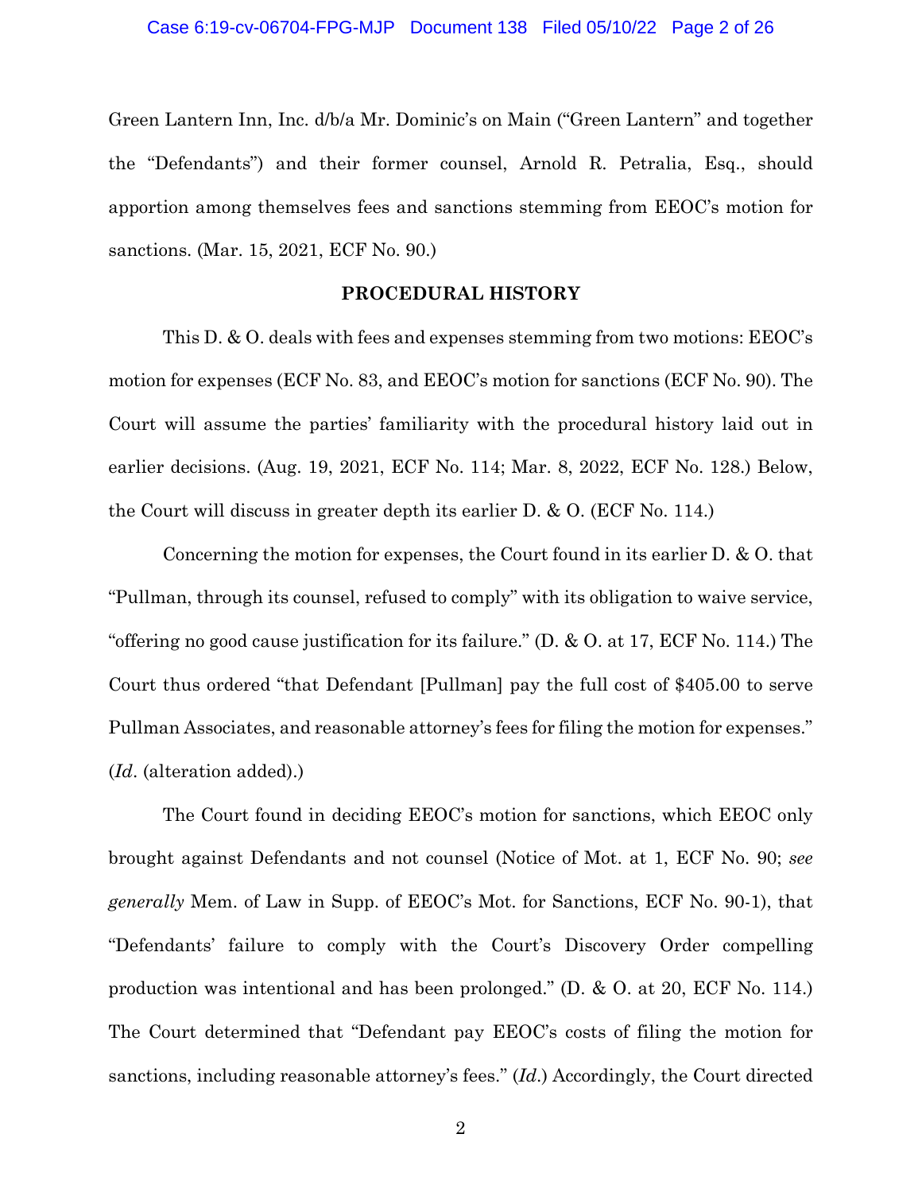Green Lantern Inn, Inc. d/b/a Mr. Dominic's on Main ("Green Lantern" and together the "Defendants") and their former counsel, Arnold R. Petralia, Esq., should apportion among themselves fees and sanctions stemming from EEOC's motion for sanctions. (Mar. 15, 2021, ECF No. 90.)

## PROCEDURAL HISTORY

This D. & O. deals with fees and expenses stemming from two motions: EEOC's motion for expenses (ECF No. 83, and EEOC's motion for sanctions (ECF No. 90). The Court will assume the parties' familiarity with the procedural history laid out in earlier decisions. (Aug. 19, 2021, ECF No. 114; Mar. 8, 2022, ECF No. 128.) Below, the Court will discuss in greater depth its earlier D. & O. (ECF No. 114.)

Concerning the motion for expenses, the Court found in its earlier D. & O. that "Pullman, through its counsel, refused to comply" with its obligation to waive service, "offering no good cause justification for its failure." (D. & O. at 17, ECF No. 114.) The Court thus ordered "that Defendant [Pullman] pay the full cost of $405.00 to serve Pullman Associates, and reasonable attorney's fees for filing the motion for expenses." (*Id*. (alteration added).)

The Court found in deciding EEOC's motion for sanctions, which EEOC only brought against Defendants and not counsel (Notice of Mot. at 1, ECF No. 90; *see generally* Mem. of Law in Supp. of EEOC's Mot. for Sanctions, ECF No. 90-1), that "Defendants' failure to comply with the Court's Discovery Order compelling production was intentional and has been prolonged." (D. & O. at 20, ECF No. 114.) The Court determined that "Defendant pay EEOC's costs of filing the motion for sanctions, including reasonable attorney's fees." (*Id*.) Accordingly, the Court directed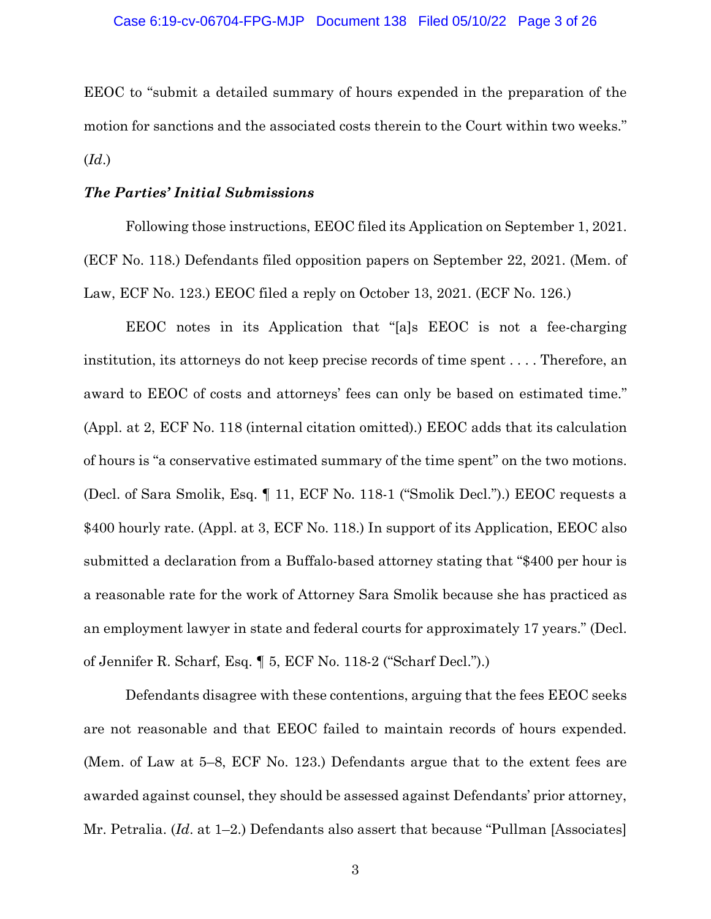EEOC to "submit a detailed summary of hours expended in the preparation of the motion for sanctions and the associated costs therein to the Court within two weeks." (*Id*.)

***The Parties' Initial Submissions***

Following those instructions, EEOC filed its Application on September 1, 2021. (ECF No. 118.) Defendants filed opposition papers on September 22, 2021. (Mem. of Law, ECF No. 123.) EEOC filed a reply on October 13, 2021. (ECF No. 126.)

EEOC notes in its Application that "[a]s EEOC is not a fee-charging institution, its attorneys do not keep precise records of time spent . . . . Therefore, an award to EEOC of costs and attorneys' fees can only be based on estimated time." (Appl. at 2, ECF No. 118 (internal citation omitted).) EEOC adds that its calculation of hours is "a conservative estimated summary of the time spent" on the two motions. (Decl. of Sara Smolik, Esq. ¶ 11, ECF No. 118-1 ("Smolik Decl.").) EEOC requests a $400 hourly rate. (Appl. at 3, ECF No. 118.) In support of its Application, EEOC also submitted a declaration from a Buffalo-based attorney stating that "$400 per hour is a reasonable rate for the work of Attorney Sara Smolik because she has practiced as an employment lawyer in state and federal courts for approximately 17 years." (Decl. of Jennifer R. Scharf, Esq. ¶ 5, ECF No. 118-2 ("Scharf Decl.").)

Defendants disagree with these contentions, arguing that the fees EEOC seeks are not reasonable and that EEOC failed to maintain records of hours expended. (Mem. of Law at 5–8, ECF No. 123.) Defendants argue that to the extent fees are awarded against counsel, they should be assessed against Defendants' prior attorney, Mr. Petralia. (*Id*. at 1–2.) Defendants also assert that because "Pullman [Associates]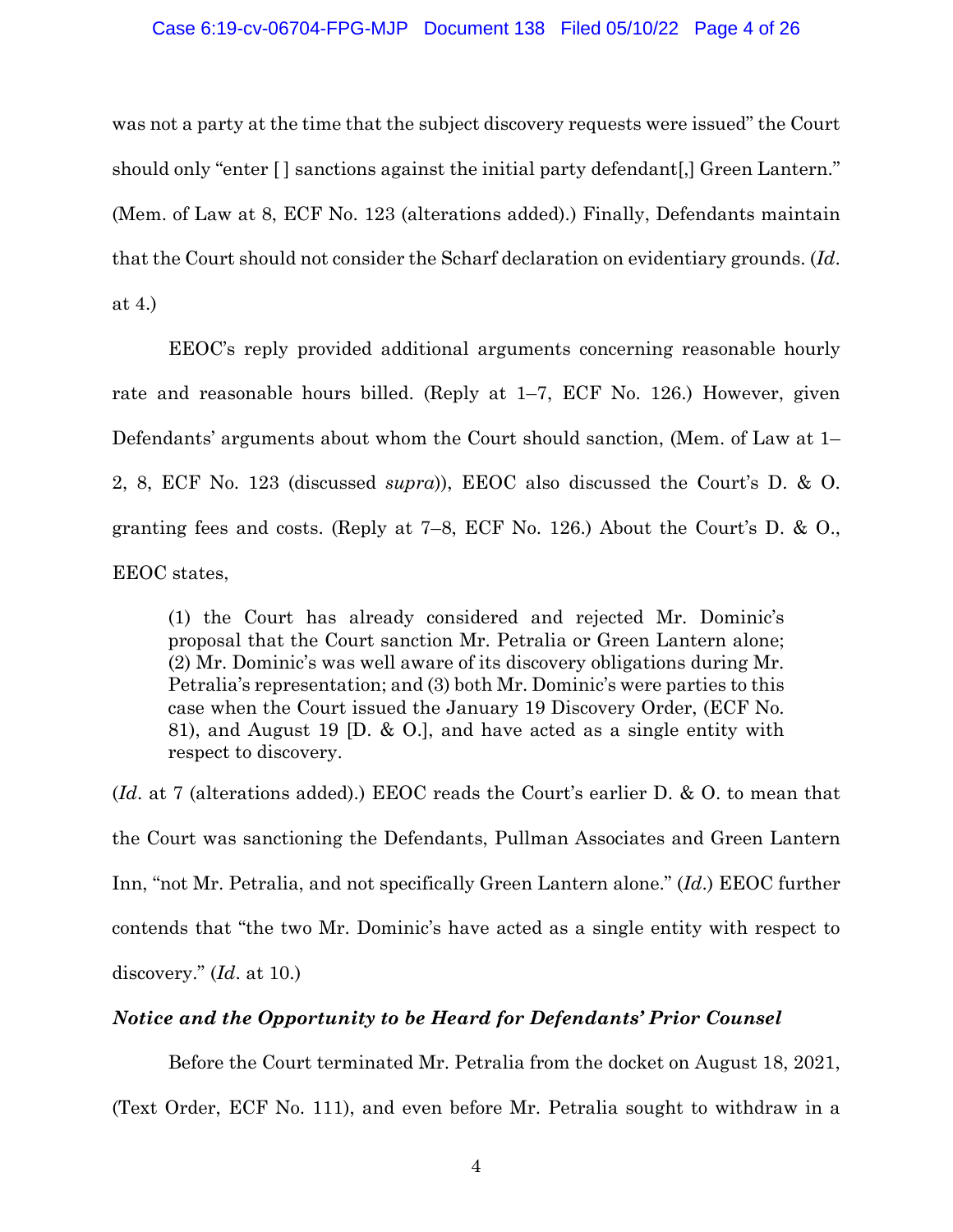was not a party at the time that the subject discovery requests were issued" the Court should only "enter [ ] sanctions against the initial party defendant[,] Green Lantern." (Mem. of Law at 8, ECF No. 123 (alterations added).) Finally, Defendants maintain that the Court should not consider the Scharf declaration on evidentiary grounds. (*Id*. at 4.)

EEOC's reply provided additional arguments concerning reasonable hourly rate and reasonable hours billed. (Reply at 1–7, ECF No. 126.) However, given Defendants' arguments about whom the Court should sanction, (Mem. of Law at 1–2, 8, ECF No. 123 (discussed *supra*)), EEOC also discussed the Court's D. & O. granting fees and costs. (Reply at 7–8, ECF No. 126.) About the Court's D. & O., EEOC states,

> (1) the Court has already considered and rejected Mr. Dominic's proposal that the Court sanction Mr. Petralia or Green Lantern alone; (2) Mr. Dominic's was well aware of its discovery obligations during Mr. Petralia's representation; and (3) both Mr. Dominic's were parties to this case when the Court issued the January 19 Discovery Order, (ECF No. 81), and August 19 [D. & O.], and have acted as a single entity with respect to discovery.

(*Id*. at 7 (alterations added).) EEOC reads the Court's earlier D. & O. to mean that the Court was sanctioning the Defendants, Pullman Associates and Green Lantern Inn, "not Mr. Petralia, and not specifically Green Lantern alone." (*Id*.) EEOC further contends that "the two Mr. Dominic's have acted as a single entity with respect to discovery." (*Id*. at 10.)

***Notice and the Opportunity to be Heard for Defendants' Prior Counsel***

Before the Court terminated Mr. Petralia from the docket on August 18, 2021, (Text Order, ECF No. 111), and even before Mr. Petralia sought to withdraw in a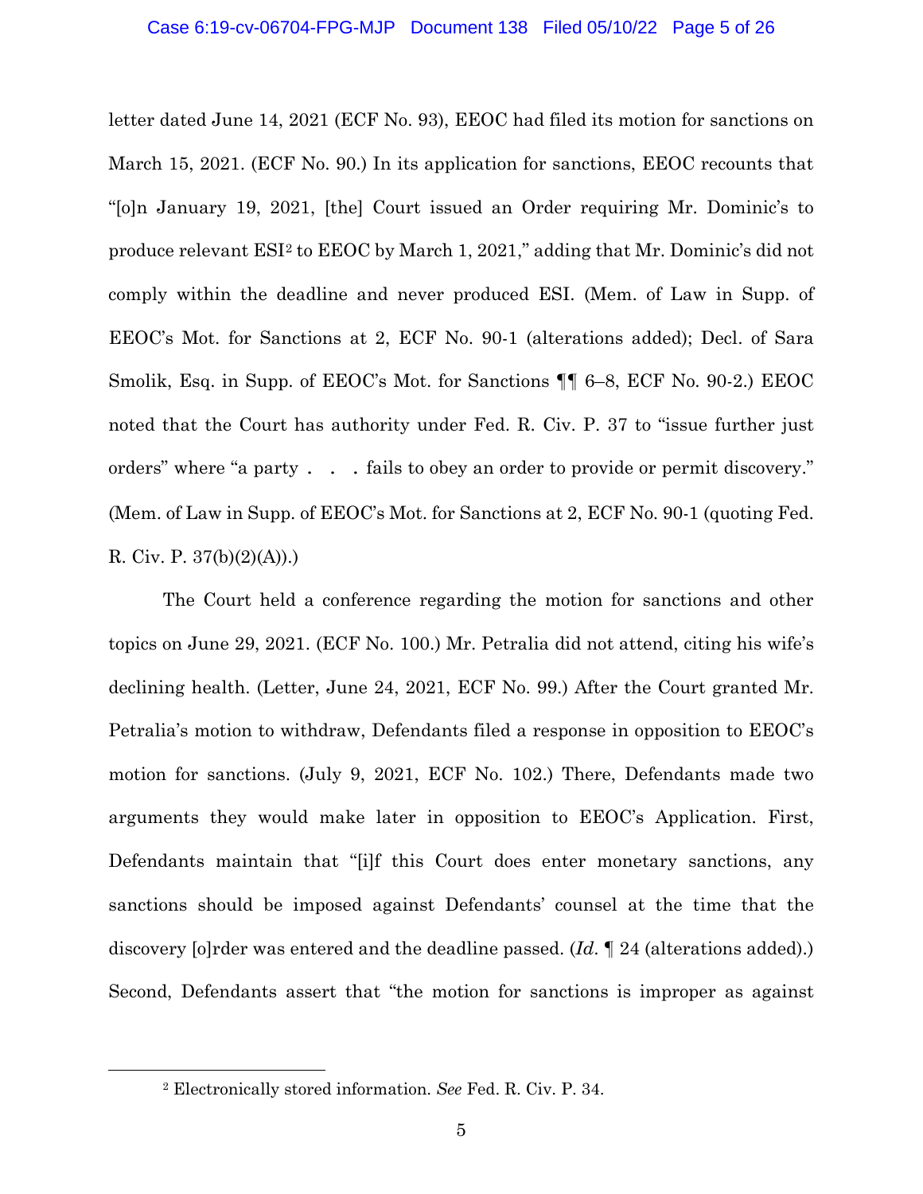letter dated June 14, 2021 (ECF No. 93), EEOC had filed its motion for sanctions on March 15, 2021. (ECF No. 90.) In its application for sanctions, EEOC recounts that "[o]n January 19, 2021, [the] Court issued an Order requiring Mr. Dominic's to produce relevant ESI[2] to EEOC by March 1, 2021," adding that Mr. Dominic's did not comply within the deadline and never produced ESI. (Mem. of Law in Supp. of EEOC's Mot. for Sanctions at 2, ECF No. 90-1 (alterations added); Decl. of Sara Smolik, Esq. in Supp. of EEOC's Mot. for Sanctions ¶¶ 6–8, ECF No. 90-2.) EEOC noted that the Court has authority under Fed. R. Civ. P. 37 to "issue further just orders" where "a party . . . fails to obey an order to provide or permit discovery." (Mem. of Law in Supp. of EEOC's Mot. for Sanctions at 2, ECF No. 90-1 (quoting Fed. R. Civ. P. 37(b)(2)(A)).)

The Court held a conference regarding the motion for sanctions and other topics on June 29, 2021. (ECF No. 100.) Mr. Petralia did not attend, citing his wife's declining health. (Letter, June 24, 2021, ECF No. 99.) After the Court granted Mr. Petralia's motion to withdraw, Defendants filed a response in opposition to EEOC's motion for sanctions. (July 9, 2021, ECF No. 102.) There, Defendants made two arguments they would make later in opposition to EEOC's Application. First, Defendants maintain that "[i]f this Court does enter monetary sanctions, any sanctions should be imposed against Defendants' counsel at the time that the discovery [o]rder was entered and the deadline passed. (*Id.* ¶ 24 (alterations added).) Second, Defendants assert that "the motion for sanctions is improper as against

[2] Electronically stored information. *See* Fed. R. Civ. P. 34.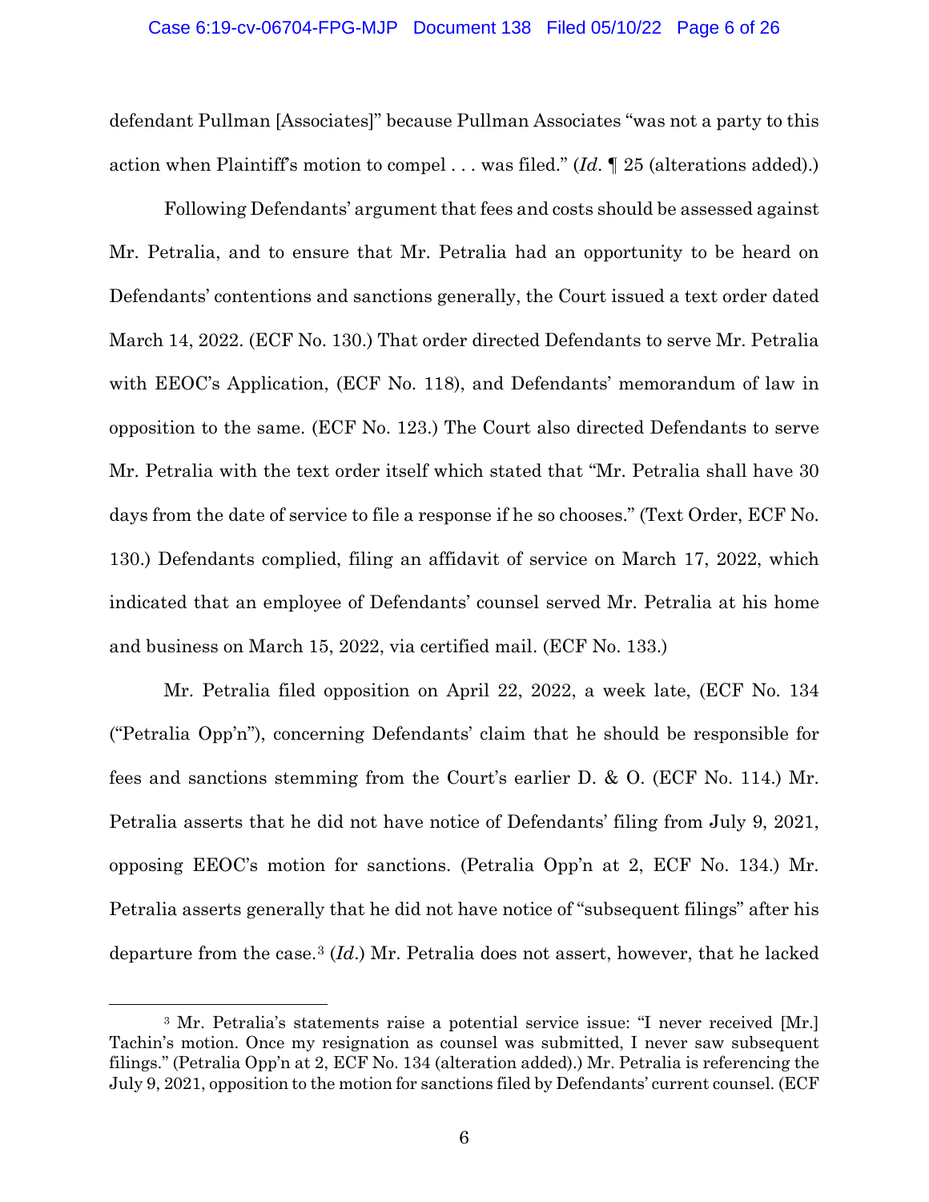defendant Pullman [Associates]" because Pullman Associates "was not a party to this action when Plaintiff's motion to compel . . . was filed." (*Id*. ¶ 25 (alterations added).)

Following Defendants' argument that fees and costs should be assessed against Mr. Petralia, and to ensure that Mr. Petralia had an opportunity to be heard on Defendants' contentions and sanctions generally, the Court issued a text order dated March 14, 2022. (ECF No. 130.) That order directed Defendants to serve Mr. Petralia with EEOC's Application, (ECF No. 118), and Defendants' memorandum of law in opposition to the same. (ECF No. 123.) The Court also directed Defendants to serve Mr. Petralia with the text order itself which stated that "Mr. Petralia shall have 30 days from the date of service to file a response if he so chooses." (Text Order, ECF No. 130.) Defendants complied, filing an affidavit of service on March 17, 2022, which indicated that an employee of Defendants' counsel served Mr. Petralia at his home and business on March 15, 2022, via certified mail. (ECF No. 133.)

Mr. Petralia filed opposition on April 22, 2022, a week late, (ECF No. 134 ("Petralia Opp'n"), concerning Defendants' claim that he should be responsible for fees and sanctions stemming from the Court's earlier D. & O. (ECF No. 114.) Mr. Petralia asserts that he did not have notice of Defendants' filing from July 9, 2021, opposing EEOC's motion for sanctions. (Petralia Opp'n at 2, ECF No. 134.) Mr. Petralia asserts generally that he did not have notice of "subsequent filings" after his departure from the case.[3] (*Id*.) Mr. Petralia does not assert, however, that he lacked

[3] Mr. Petralia's statements raise a potential service issue: "I never received [Mr.] Tachin's motion. Once my resignation as counsel was submitted, I never saw subsequent filings." (Petralia Opp'n at 2, ECF No. 134 (alteration added).) Mr. Petralia is referencing the July 9, 2021, opposition to the motion for sanctions filed by Defendants' current counsel. (ECF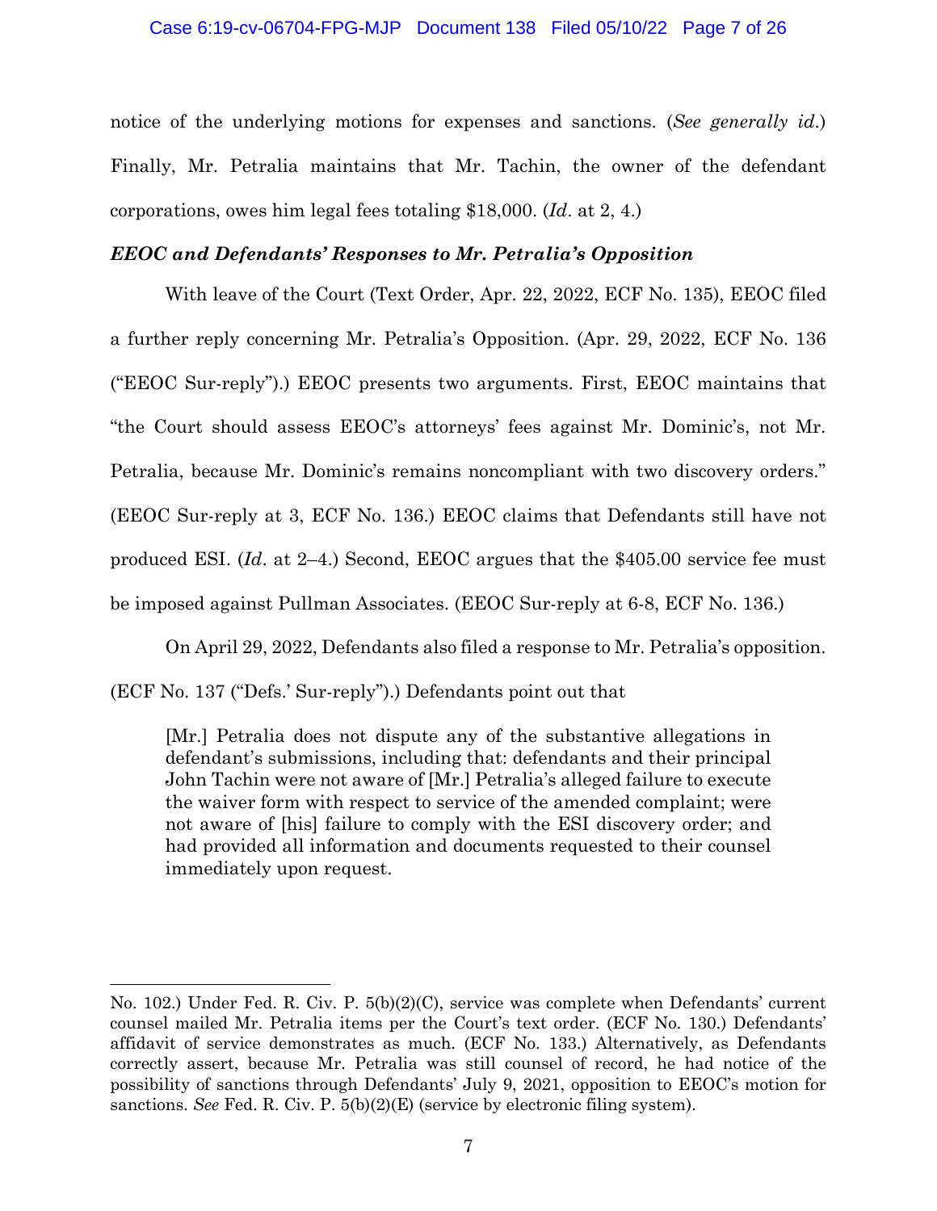notice of the underlying motions for expenses and sanctions. (*See generally id.*) Finally, Mr. Petralia maintains that Mr. Tachin, the owner of the defendant corporations, owes him legal fees totaling $18,000. (*Id.* at 2, 4.)

***EEOC and Defendants' Responses to Mr. Petralia's Opposition***

With leave of the Court (Text Order, Apr. 22, 2022, ECF No. 135), EEOC filed a further reply concerning Mr. Petralia's Opposition. (Apr. 29, 2022, ECF No. 136 ("EEOC Sur-reply").) EEOC presents two arguments. First, EEOC maintains that "the Court should assess EEOC's attorneys' fees against Mr. Dominic's, not Mr. Petralia, because Mr. Dominic's remains noncompliant with two discovery orders." (EEOC Sur-reply at 3, ECF No. 136.) EEOC claims that Defendants still have not produced ESI. (*Id.* at 2–4.) Second, EEOC argues that the $405.00 service fee must be imposed against Pullman Associates. (EEOC Sur-reply at 6-8, ECF No. 136.)

On April 29, 2022, Defendants also filed a response to Mr. Petralia's opposition. (ECF No. 137 ("Defs.' Sur-reply").) Defendants point out that

> [Mr.] Petralia does not dispute any of the substantive allegations in defendant's submissions, including that: defendants and their principal John Tachin were not aware of [Mr.] Petralia's alleged failure to execute the waiver form with respect to service of the amended complaint; were not aware of [his] failure to comply with the ESI discovery order; and had provided all information and documents requested to their counsel immediately upon request.

---

No. 102.) Under Fed. R. Civ. P. 5(b)(2)(C), service was complete when Defendants' current counsel mailed Mr. Petralia items per the Court's text order. (ECF No. 130.) Defendants' affidavit of service demonstrates as much. (ECF No. 133.) Alternatively, as Defendants correctly assert, because Mr. Petralia was still counsel of record, he had notice of the possibility of sanctions through Defendants' July 9, 2021, opposition to EEOC's motion for sanctions. *See* Fed. R. Civ. P. 5(b)(2)(E) (service by electronic filing system).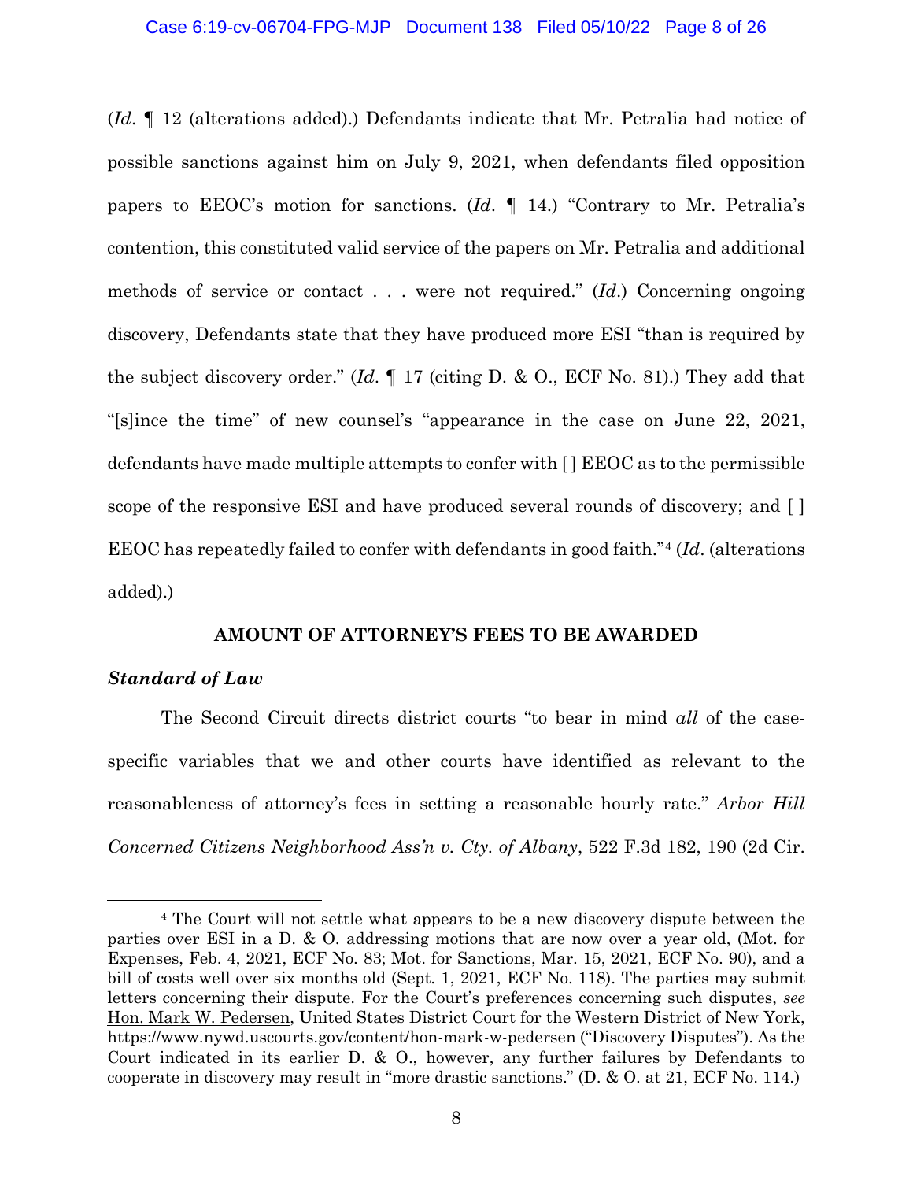(*Id*. ¶ 12 (alterations added).) Defendants indicate that Mr. Petralia had notice of possible sanctions against him on July 9, 2021, when defendants filed opposition papers to EEOC's motion for sanctions. (*Id*. ¶ 14.) "Contrary to Mr. Petralia's contention, this constituted valid service of the papers on Mr. Petralia and additional methods of service or contact . . . were not required." (*Id*.) Concerning ongoing discovery, Defendants state that they have produced more ESI "than is required by the subject discovery order." (*Id*. ¶ 17 (citing D. & O., ECF No. 81).) They add that "[s]ince the time" of new counsel's "appearance in the case on June 22, 2021, defendants have made multiple attempts to confer with [ ] EEOC as to the permissible scope of the responsive ESI and have produced several rounds of discovery; and [ ] EEOC has repeatedly failed to confer with defendants in good faith."[4] (*Id*. (alterations added).)

**AMOUNT OF ATTORNEY'S FEES TO BE AWARDED**

***Standard of Law***

The Second Circuit directs district courts "to bear in mind *all* of the case-specific variables that we and other courts have identified as relevant to the reasonableness of attorney's fees in setting a reasonable hourly rate." *Arbor Hill Concerned Citizens Neighborhood Ass'n v. Cty. of Albany*, 522 F.3d 182, 190 (2d Cir.

---

[4] The Court will not settle what appears to be a new discovery dispute between the parties over ESI in a D. & O. addressing motions that are now over a year old, (Mot. for Expenses, Feb. 4, 2021, ECF No. 83; Mot. for Sanctions, Mar. 15, 2021, ECF No. 90), and a bill of costs well over six months old (Sept. 1, 2021, ECF No. 118). The parties may submit letters concerning their dispute. For the Court's preferences concerning such disputes, *see* Hon. Mark W. Pedersen, United States District Court for the Western District of New York, https://www.nywd.uscourts.gov/content/hon-mark-w-pedersen ("Discovery Disputes"). As the Court indicated in its earlier D. & O., however, any further failures by Defendants to cooperate in discovery may result in "more drastic sanctions." (D. & O. at 21, ECF No. 114.)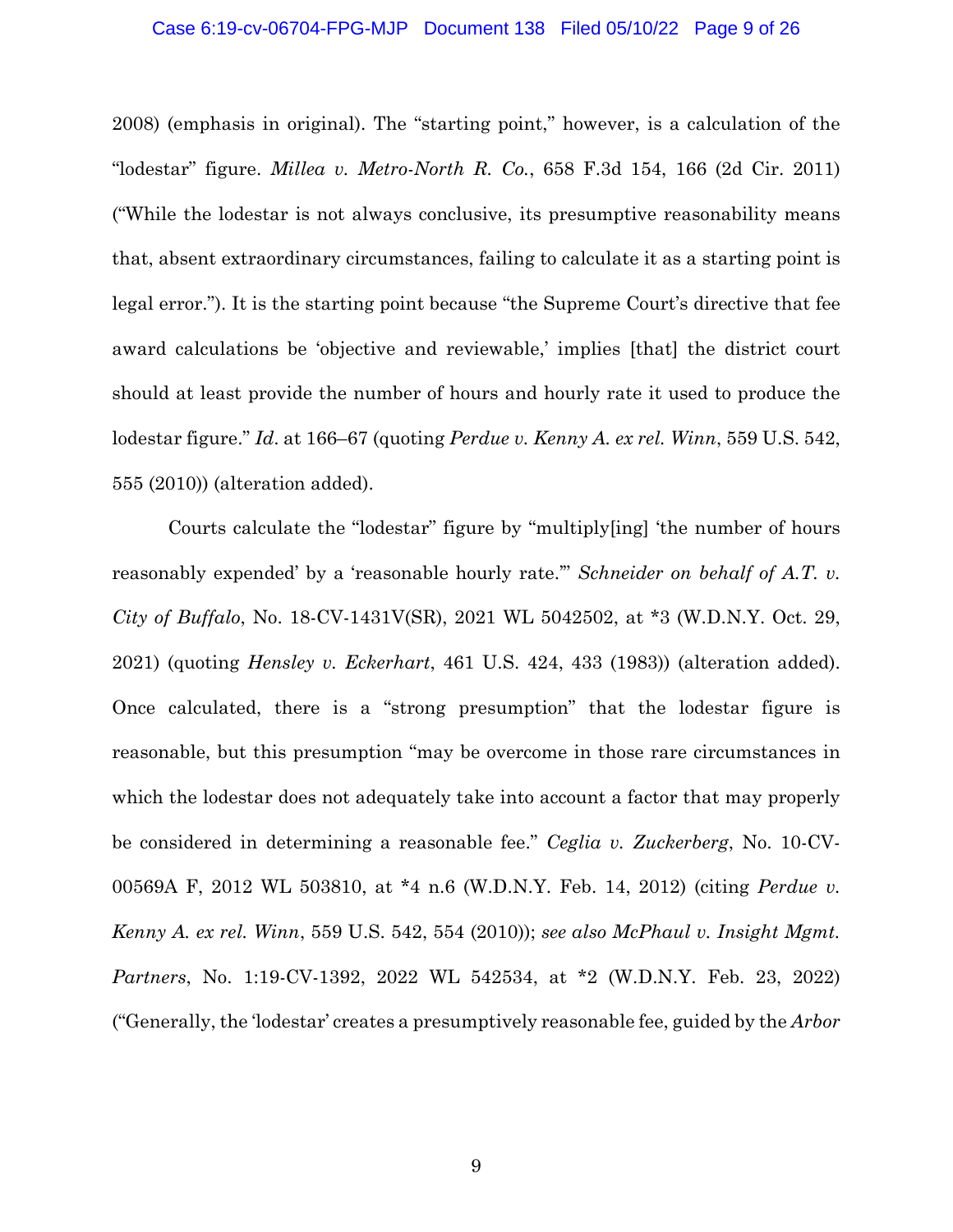2008) (emphasis in original). The "starting point," however, is a calculation of the "lodestar" figure. *Millea v. Metro-North R. Co.*, 658 F.3d 154, 166 (2d Cir. 2011) ("While the lodestar is not always conclusive, its presumptive reasonability means that, absent extraordinary circumstances, failing to calculate it as a starting point is legal error."). It is the starting point because "the Supreme Court's directive that fee award calculations be 'objective and reviewable,' implies [that] the district court should at least provide the number of hours and hourly rate it used to produce the lodestar figure." *Id.* at 166–67 (quoting *Perdue v. Kenny A. ex rel. Winn*, 559 U.S. 542, 555 (2010)) (alteration added).

Courts calculate the "lodestar" figure by "multiply[ing] 'the number of hours reasonably expended' by a 'reasonable hourly rate.'" *Schneider on behalf of A.T. v. City of Buffalo*, No. 18-CV-1431V(SR), 2021 WL 5042502, at *3 (W.D.N.Y. Oct. 29, 2021) (quoting *Hensley v. Eckerhart*, 461 U.S. 424, 433 (1983)) (alteration added). Once calculated, there is a "strong presumption" that the lodestar figure is reasonable, but this presumption "may be overcome in those rare circumstances in which the lodestar does not adequately take into account a factor that may properly be considered in determining a reasonable fee." *Ceglia v. Zuckerberg*, No. 10-CV-00569A F, 2012 WL 503810, at *4 n.6 (W.D.N.Y. Feb. 14, 2012) (citing *Perdue v. Kenny A. ex rel. Winn*, 559 U.S. 542, 554 (2010)); *see also McPhaul v. Insight Mgmt. Partners*, No. 1:19-CV-1392, 2022 WL 542534, at *2 (W.D.N.Y. Feb. 23, 2022) ("Generally, the 'lodestar' creates a presumptively reasonable fee, guided by the *Arbor*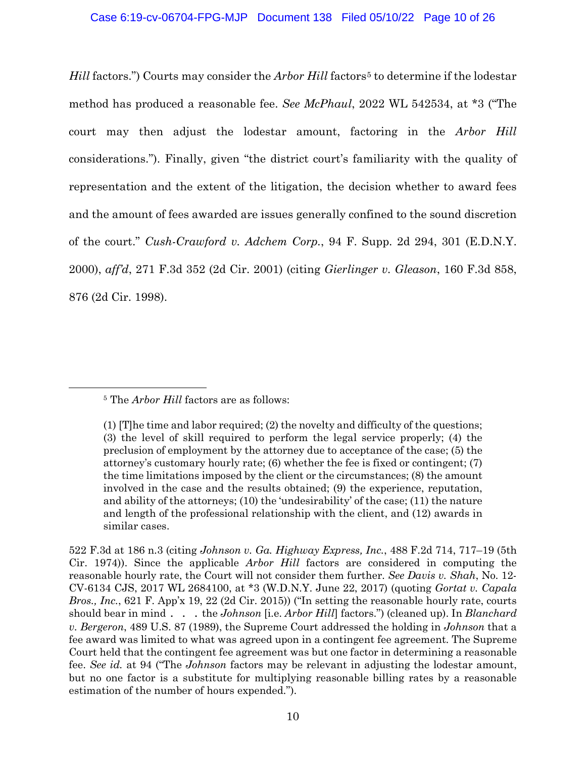*Hill* factors.") Courts may consider the *Arbor Hill* factors[5] to determine if the lodestar method has produced a reasonable fee. *See McPhaul*, 2022 WL 542534, at *3 ("The court may then adjust the lodestar amount, factoring in the *Arbor Hill* considerations."). Finally, given "the district court's familiarity with the quality of representation and the extent of the litigation, the decision whether to award fees and the amount of fees awarded are issues generally confined to the sound discretion of the court." *Cush-Crawford v. Adchem Corp.*, 94 F. Supp. 2d 294, 301 (E.D.N.Y. 2000), *aff'd*, 271 F.3d 352 (2d Cir. 2001) (citing *Gierlinger v. Gleason*, 160 F.3d 858, 876 (2d Cir. 1998).

---

[5] The *Arbor Hill* factors are as follows:

> (1) [T]he time and labor required; (2) the novelty and difficulty of the questions; (3) the level of skill required to perform the legal service properly; (4) the preclusion of employment by the attorney due to acceptance of the case; (5) the attorney's customary hourly rate; (6) whether the fee is fixed or contingent; (7) the time limitations imposed by the client or the circumstances; (8) the amount involved in the case and the results obtained; (9) the experience, reputation, and ability of the attorneys; (10) the 'undesirability' of the case; (11) the nature and length of the professional relationship with the client, and (12) awards in similar cases.

522 F.3d at 186 n.3 (citing *Johnson v. Ga. Highway Express, Inc.*, 488 F.2d 714, 717–19 (5th Cir. 1974)). Since the applicable *Arbor Hill* factors are considered in computing the reasonable hourly rate, the Court will not consider them further. *See Davis v. Shah*, No. 12-CV-6134 CJS, 2017 WL 2684100, at *3 (W.D.N.Y. June 22, 2017) (quoting *Gortat v. Capala Bros., Inc.*, 621 F. App'x 19, 22 (2d Cir. 2015)) ("In setting the reasonable hourly rate, courts should bear in mind . . . the *Johnson* [i.e. *Arbor Hill*] factors.") (cleaned up). In *Blanchard v. Bergeron*, 489 U.S. 87 (1989), the Supreme Court addressed the holding in *Johnson* that a fee award was limited to what was agreed upon in a contingent fee agreement. The Supreme Court held that the contingent fee agreement was but one factor in determining a reasonable fee. *See id.* at 94 ("The *Johnson* factors may be relevant in adjusting the lodestar amount, but no one factor is a substitute for multiplying reasonable billing rates by a reasonable estimation of the number of hours expended.").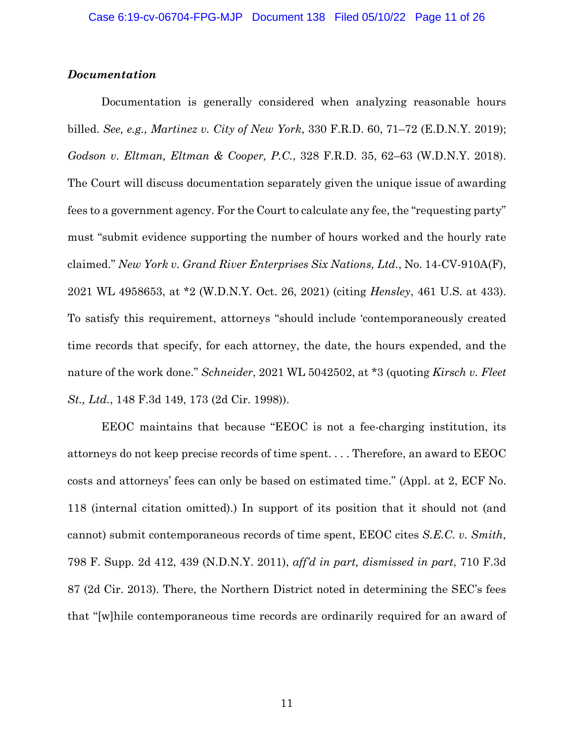### *Documentation*

Documentation is generally considered when analyzing reasonable hours billed. *See, e.g., Martinez v. City of New York*, 330 F.R.D. 60, 71–72 (E.D.N.Y. 2019); *Godson v. Eltman, Eltman & Cooper, P.C.*, 328 F.R.D. 35, 62–63 (W.D.N.Y. 2018). The Court will discuss documentation separately given the unique issue of awarding fees to a government agency. For the Court to calculate any fee, the "requesting party" must "submit evidence supporting the number of hours worked and the hourly rate claimed." *New York v. Grand River Enterprises Six Nations, Ltd.*, No. 14-CV-910A(F), 2021 WL 4958653, at *2 (W.D.N.Y. Oct. 26, 2021) (citing *Hensley*, 461 U.S. at 433). To satisfy this requirement, attorneys "should include 'contemporaneously created time records that specify, for each attorney, the date, the hours expended, and the nature of the work done." *Schneider*, 2021 WL 5042502, at *3 (quoting *Kirsch v. Fleet St., Ltd.*, 148 F.3d 149, 173 (2d Cir. 1998)).

EEOC maintains that because "EEOC is not a fee-charging institution, its attorneys do not keep precise records of time spent. . . . Therefore, an award to EEOC costs and attorneys' fees can only be based on estimated time." (Appl. at 2, ECF No. 118 (internal citation omitted).) In support of its position that it should not (and cannot) submit contemporaneous records of time spent, EEOC cites *S.E.C. v. Smith*, 798 F. Supp. 2d 412, 439 (N.D.N.Y. 2011), *aff'd in part, dismissed in part*, 710 F.3d 87 (2d Cir. 2013). There, the Northern District noted in determining the SEC's fees that "[w]hile contemporaneous time records are ordinarily required for an award of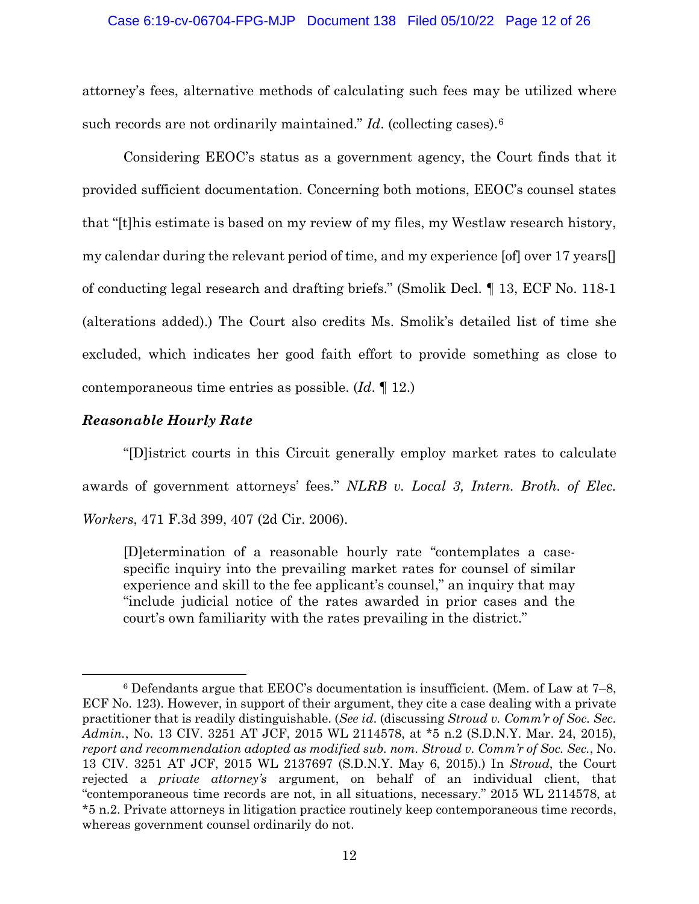attorney's fees, alternative methods of calculating such fees may be utilized where such records are not ordinarily maintained." *Id*. (collecting cases).[6]

Considering EEOC's status as a government agency, the Court finds that it provided sufficient documentation. Concerning both motions, EEOC's counsel states that "[t]his estimate is based on my review of my files, my Westlaw research history, my calendar during the relevant period of time, and my experience [of] over 17 years[] of conducting legal research and drafting briefs." (Smolik Decl. ¶ 13, ECF No. 118-1 (alterations added).) The Court also credits Ms. Smolik's detailed list of time she excluded, which indicates her good faith effort to provide something as close to contemporaneous time entries as possible. (*Id*. ¶ 12.)

### *Reasonable Hourly Rate*

"[D]istrict courts in this Circuit generally employ market rates to calculate awards of government attorneys' fees." *NLRB v. Local 3, Intern. Broth. of Elec. Workers*, 471 F.3d 399, 407 (2d Cir. 2006).

> [D]etermination of a reasonable hourly rate "contemplates a case-specific inquiry into the prevailing market rates for counsel of similar experience and skill to the fee applicant's counsel," an inquiry that may "include judicial notice of the rates awarded in prior cases and the court's own familiarity with the rates prevailing in the district."

---

[6] Defendants argue that EEOC's documentation is insufficient. (Mem. of Law at 7–8, ECF No. 123). However, in support of their argument, they cite a case dealing with a private practitioner that is readily distinguishable. (*See id.* (discussing *Stroud v. Comm'r of Soc. Sec. Admin.*, No. 13 CIV. 3251 AT JCF, 2015 WL 2114578, at \*5 n.2 (S.D.N.Y. Mar. 24, 2015), *report and recommendation adopted as modified sub. nom. Stroud v. Comm'r of Soc. Sec.*, No. 13 CIV. 3251 AT JCF, 2015 WL 2137697 (S.D.N.Y. May 6, 2015).) In *Stroud*, the Court rejected a *private attorney's* argument, on behalf of an individual client, that "contemporaneous time records are not, in all situations, necessary." 2015 WL 2114578, at \*5 n.2. Private attorneys in litigation practice routinely keep contemporaneous time records, whereas government counsel ordinarily do not.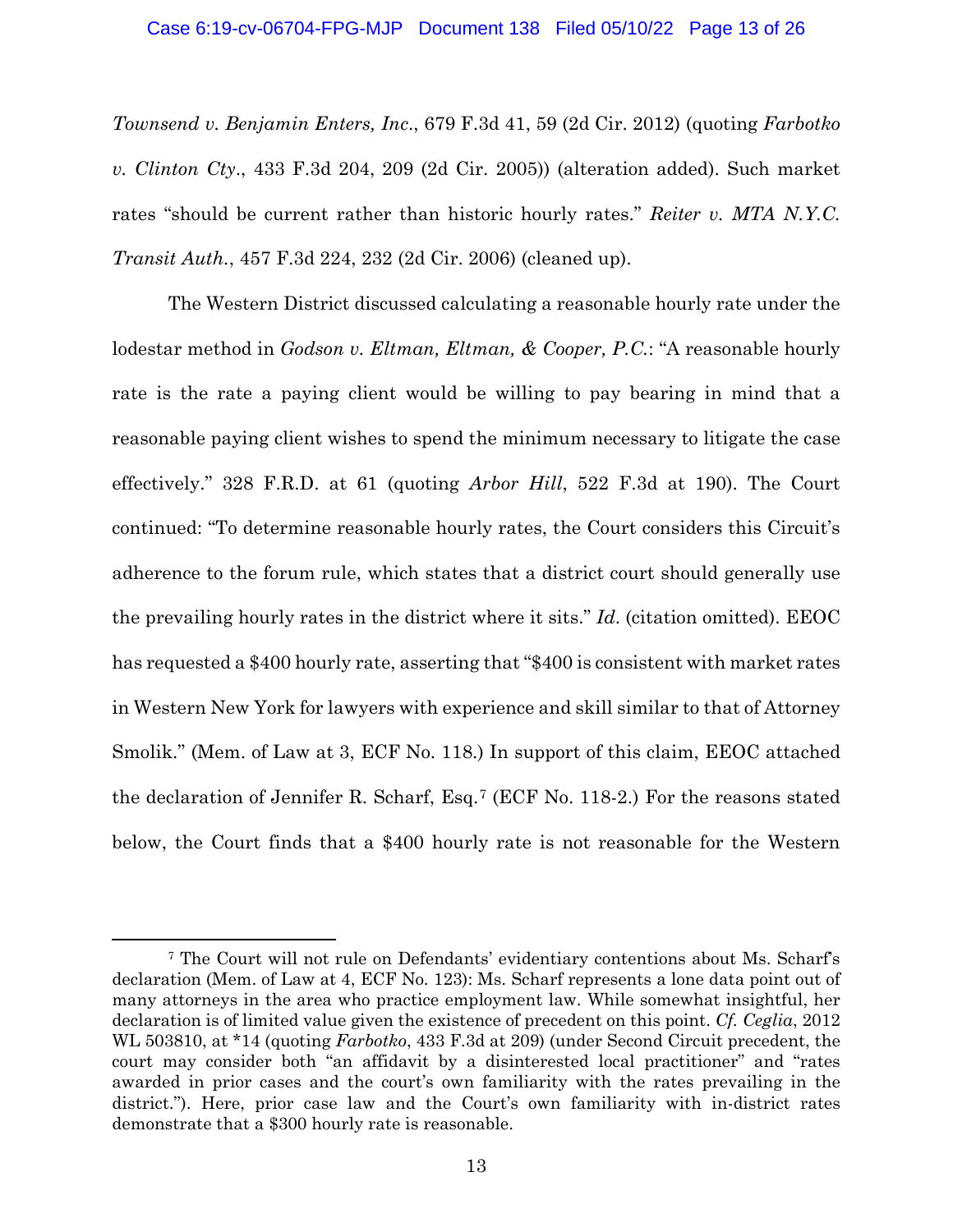*Townsend v. Benjamin Enters, Inc.*, 679 F.3d 41, 59 (2d Cir. 2012) (quoting *Farbotko v. Clinton Cty.*, 433 F.3d 204, 209 (2d Cir. 2005)) (alteration added). Such market rates "should be current rather than historic hourly rates." *Reiter v. MTA N.Y.C. Transit Auth.*, 457 F.3d 224, 232 (2d Cir. 2006) (cleaned up).

The Western District discussed calculating a reasonable hourly rate under the lodestar method in *Godson v. Eltman, Eltman, & Cooper, P.C.*: "A reasonable hourly rate is the rate a paying client would be willing to pay bearing in mind that a reasonable paying client wishes to spend the minimum necessary to litigate the case effectively." 328 F.R.D. at 61 (quoting *Arbor Hill*, 522 F.3d at 190). The Court continued: "To determine reasonable hourly rates, the Court considers this Circuit's adherence to the forum rule, which states that a district court should generally use the prevailing hourly rates in the district where it sits." *Id.* (citation omitted). EEOC has requested a $400 hourly rate, asserting that "$400 is consistent with market rates in Western New York for lawyers with experience and skill similar to that of Attorney Smolik." (Mem. of Law at 3, ECF No. 118.) In support of this claim, EEOC attached the declaration of Jennifer R. Scharf, Esq.[7] (ECF No. 118-2.) For the reasons stated below, the Court finds that a $400 hourly rate is not reasonable for the Western

---

[7] The Court will not rule on Defendants' evidentiary contentions about Ms. Scharf's declaration (Mem. of Law at 4, ECF No. 123): Ms. Scharf represents a lone data point out of many attorneys in the area who practice employment law. While somewhat insightful, her declaration is of limited value given the existence of precedent on this point. *Cf. Ceglia*, 2012 WL 503810, at *14 (quoting *Farbotko*, 433 F.3d at 209) (under Second Circuit precedent, the court may consider both "an affidavit by a disinterested local practitioner" and "rates awarded in prior cases and the court's own familiarity with the rates prevailing in the district."). Here, prior case law and the Court's own familiarity with in-district rates demonstrate that a $300 hourly rate is reasonable.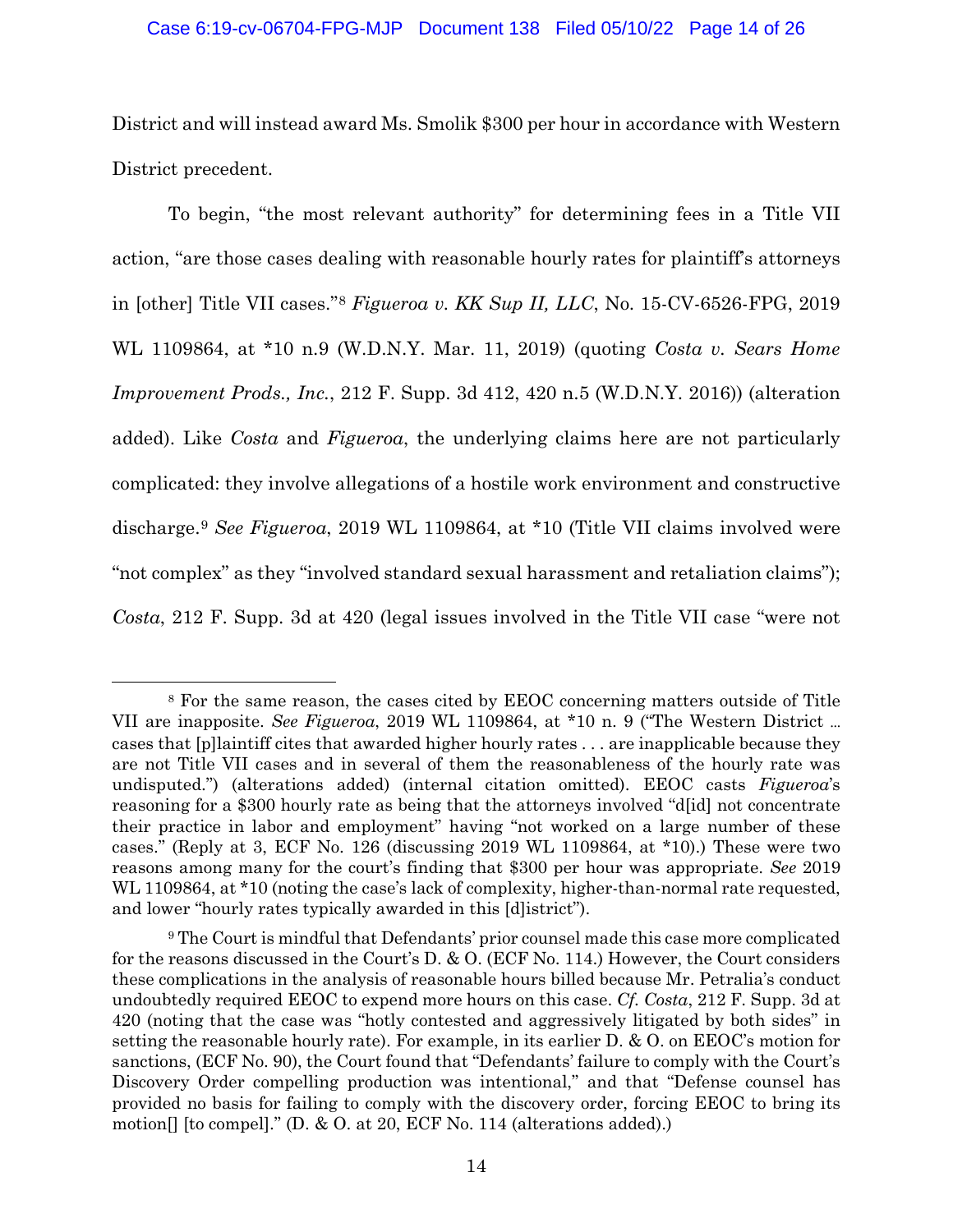District and will instead award Ms. Smolik $300 per hour in accordance with Western District precedent.

To begin, "the most relevant authority" for determining fees in a Title VII action, "are those cases dealing with reasonable hourly rates for plaintiff's attorneys in [other] Title VII cases."[8] *Figueroa v. KK Sup II, LLC*, No. 15-CV-6526-FPG, 2019 WL 1109864, at *10 n.9 (W.D.N.Y. Mar. 11, 2019) (quoting *Costa v. Sears Home Improvement Prods., Inc.*, 212 F. Supp. 3d 412, 420 n.5 (W.D.N.Y. 2016)) (alteration added). Like *Costa* and *Figueroa*, the underlying claims here are not particularly complicated: they involve allegations of a hostile work environment and constructive discharge.[9] *See Figueroa*, 2019 WL 1109864, at *10 (Title VII claims involved were "not complex" as they "involved standard sexual harassment and retaliation claims"); *Costa*, 212 F. Supp. 3d at 420 (legal issues involved in the Title VII case "were not

---

[8] For the same reason, the cases cited by EEOC concerning matters outside of Title VII are inapposite. *See Figueroa*, 2019 WL 1109864, at *10 n. 9 ("The Western District … cases that [p]laintiff cites that awarded higher hourly rates . . . are inapplicable because they are not Title VII cases and in several of them the reasonableness of the hourly rate was undisputed.") (alterations added) (internal citation omitted). EEOC casts *Figueroa*'s reasoning for a $300 hourly rate as being that the attorneys involved "d[id] not concentrate their practice in labor and employment" having "not worked on a large number of these cases." (Reply at 3, ECF No. 126 (discussing 2019 WL 1109864, at *10).) These were two reasons among many for the court's finding that $300 per hour was appropriate. *See* 2019 WL 1109864, at *10 (noting the case's lack of complexity, higher-than-normal rate requested, and lower "hourly rates typically awarded in this [d]istrict").

[9] The Court is mindful that Defendants' prior counsel made this case more complicated for the reasons discussed in the Court's D. & O. (ECF No. 114.) However, the Court considers these complications in the analysis of reasonable hours billed because Mr. Petralia's conduct undoubtedly required EEOC to expend more hours on this case. *Cf. Costa*, 212 F. Supp. 3d at 420 (noting that the case was "hotly contested and aggressively litigated by both sides" in setting the reasonable hourly rate). For example, in its earlier D. & O. on EEOC's motion for sanctions, (ECF No. 90), the Court found that "Defendants' failure to comply with the Court's Discovery Order compelling production was intentional," and that "Defense counsel has provided no basis for failing to comply with the discovery order, forcing EEOC to bring its motion[] [to compel]." (D. & O. at 20, ECF No. 114 (alterations added).)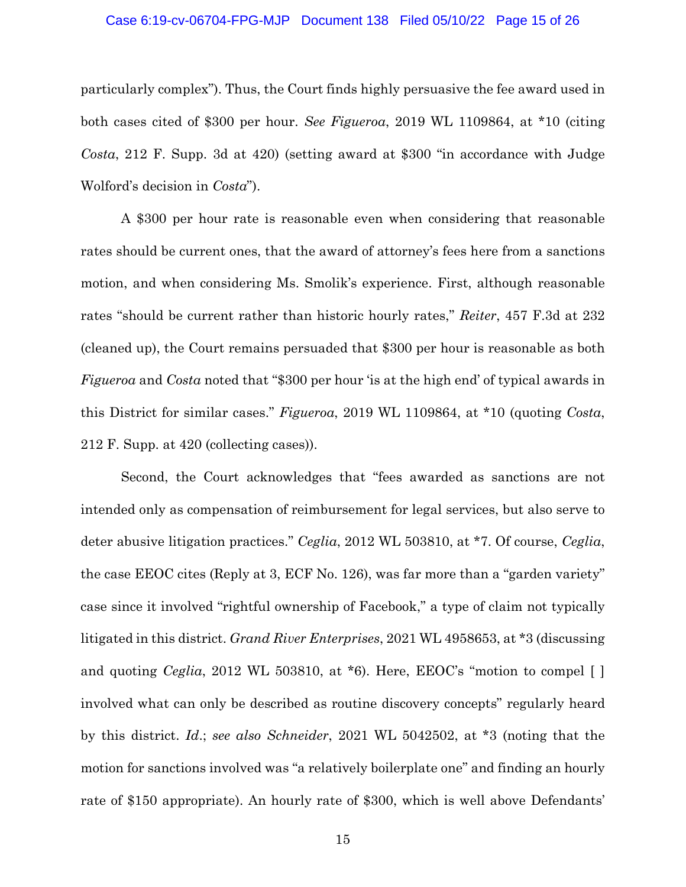particularly complex"). Thus, the Court finds highly persuasive the fee award used in both cases cited of $300 per hour. *See Figueroa*, 2019 WL 1109864, at *10 (citing *Costa*, 212 F. Supp. 3d at 420) (setting award at $300 "in accordance with Judge Wolford's decision in *Costa*").

A $300 per hour rate is reasonable even when considering that reasonable rates should be current ones, that the award of attorney's fees here from a sanctions motion, and when considering Ms. Smolik's experience. First, although reasonable rates "should be current rather than historic hourly rates," *Reiter*, 457 F.3d at 232 (cleaned up), the Court remains persuaded that $300 per hour is reasonable as both *Figueroa* and *Costa* noted that "$300 per hour 'is at the high end' of typical awards in this District for similar cases." *Figueroa*, 2019 WL 1109864, at *10 (quoting *Costa*, 212 F. Supp. at 420 (collecting cases)).

Second, the Court acknowledges that "fees awarded as sanctions are not intended only as compensation of reimbursement for legal services, but also serve to deter abusive litigation practices." *Ceglia*, 2012 WL 503810, at *7. Of course, *Ceglia*, the case EEOC cites (Reply at 3, ECF No. 126), was far more than a "garden variety" case since it involved "rightful ownership of Facebook," a type of claim not typically litigated in this district. *Grand River Enterprises*, 2021 WL 4958653, at *3 (discussing and quoting *Ceglia*, 2012 WL 503810, at *6). Here, EEOC's "motion to compel [ ] involved what can only be described as routine discovery concepts" regularly heard by this district. *Id.*; *see also Schneider*, 2021 WL 5042502, at *3 (noting that the motion for sanctions involved was "a relatively boilerplate one" and finding an hourly rate of $150 appropriate). An hourly rate of $300, which is well above Defendants'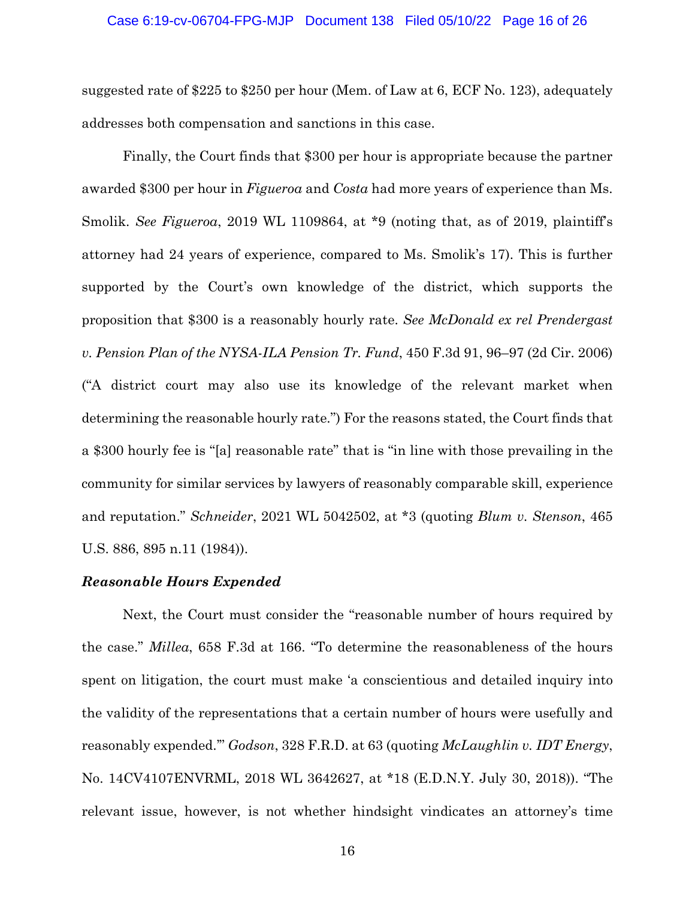suggested rate of $225 to $250 per hour (Mem. of Law at 6, ECF No. 123), adequately addresses both compensation and sanctions in this case.

Finally, the Court finds that $300 per hour is appropriate because the partner awarded $300 per hour in *Figueroa* and *Costa* had more years of experience than Ms. Smolik. *See Figueroa*, 2019 WL 1109864, at *9 (noting that, as of 2019, plaintiff's attorney had 24 years of experience, compared to Ms. Smolik's 17). This is further supported by the Court's own knowledge of the district, which supports the proposition that $300 is a reasonably hourly rate. *See McDonald ex rel Prendergast v. Pension Plan of the NYSA-ILA Pension Tr. Fund*, 450 F.3d 91, 96–97 (2d Cir. 2006) ("A district court may also use its knowledge of the relevant market when determining the reasonable hourly rate.") For the reasons stated, the Court finds that a $300 hourly fee is "[a] reasonable rate" that is "in line with those prevailing in the community for similar services by lawyers of reasonably comparable skill, experience and reputation." *Schneider*, 2021 WL 5042502, at *3 (quoting *Blum v. Stenson*, 465 U.S. 886, 895 n.11 (1984)).

***Reasonable Hours Expended***

Next, the Court must consider the "reasonable number of hours required by the case." *Millea*, 658 F.3d at 166. "To determine the reasonableness of the hours spent on litigation, the court must make 'a conscientious and detailed inquiry into the validity of the representations that a certain number of hours were usefully and reasonably expended.'" *Godson*, 328 F.R.D. at 63 (quoting *McLaughlin v. IDT Energy*, No. 14CV4107ENVRML, 2018 WL 3642627, at *18 (E.D.N.Y. July 30, 2018)). "The relevant issue, however, is not whether hindsight vindicates an attorney's time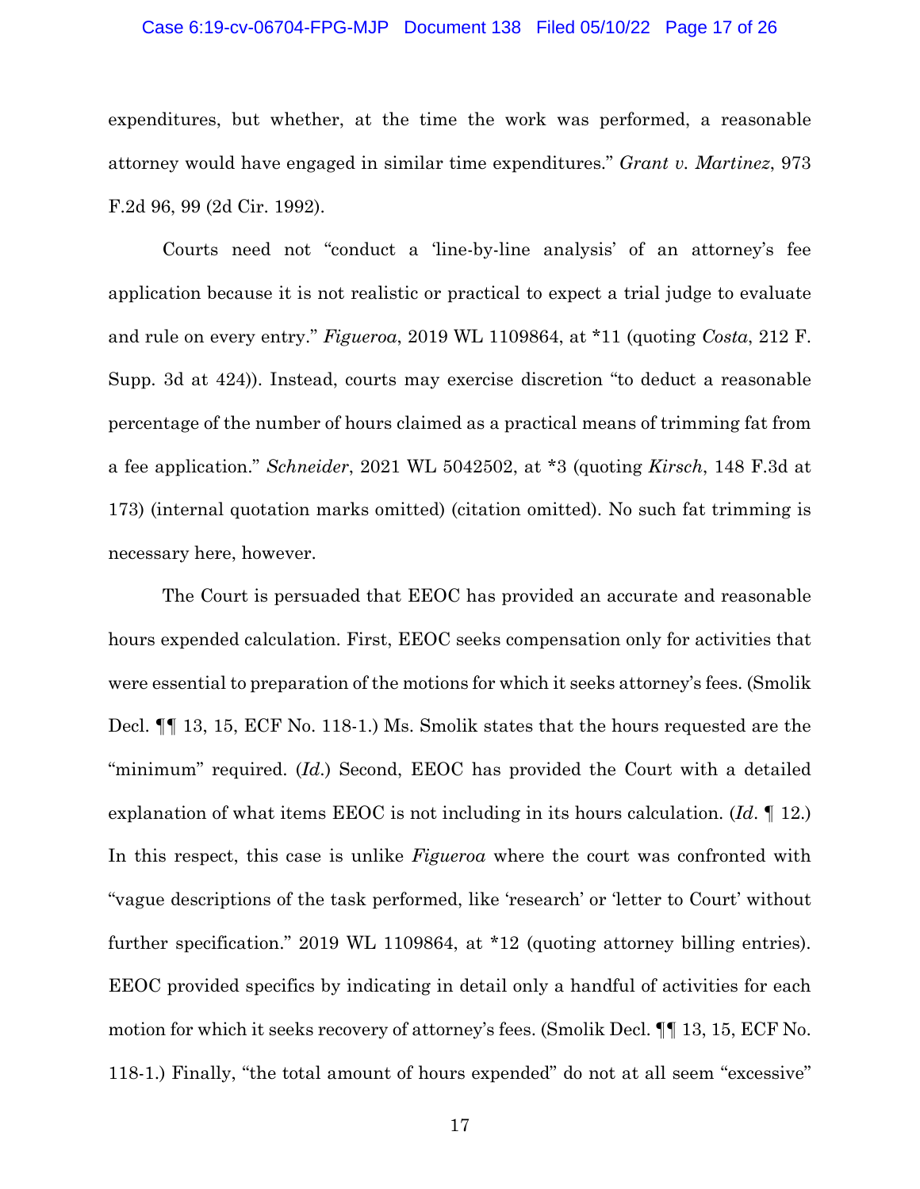expenditures, but whether, at the time the work was performed, a reasonable attorney would have engaged in similar time expenditures." *Grant v. Martinez*, 973 F.2d 96, 99 (2d Cir. 1992).

Courts need not "conduct a 'line-by-line analysis' of an attorney's fee application because it is not realistic or practical to expect a trial judge to evaluate and rule on every entry." *Figueroa*, 2019 WL 1109864, at *11 (quoting *Costa*, 212 F. Supp. 3d at 424)). Instead, courts may exercise discretion "to deduct a reasonable percentage of the number of hours claimed as a practical means of trimming fat from a fee application." *Schneider*, 2021 WL 5042502, at *3 (quoting *Kirsch*, 148 F.3d at 173) (internal quotation marks omitted) (citation omitted). No such fat trimming is necessary here, however.

The Court is persuaded that EEOC has provided an accurate and reasonable hours expended calculation. First, EEOC seeks compensation only for activities that were essential to preparation of the motions for which it seeks attorney's fees. (Smolik Decl. ¶¶ 13, 15, ECF No. 118-1.) Ms. Smolik states that the hours requested are the "minimum" required. (*Id.*) Second, EEOC has provided the Court with a detailed explanation of what items EEOC is not including in its hours calculation. (*Id.* ¶ 12.) In this respect, this case is unlike *Figueroa* where the court was confronted with "vague descriptions of the task performed, like 'research' or 'letter to Court' without further specification." 2019 WL 1109864, at *12 (quoting attorney billing entries). EEOC provided specifics by indicating in detail only a handful of activities for each motion for which it seeks recovery of attorney's fees. (Smolik Decl. ¶¶ 13, 15, ECF No. 118-1.) Finally, "the total amount of hours expended" do not at all seem "excessive"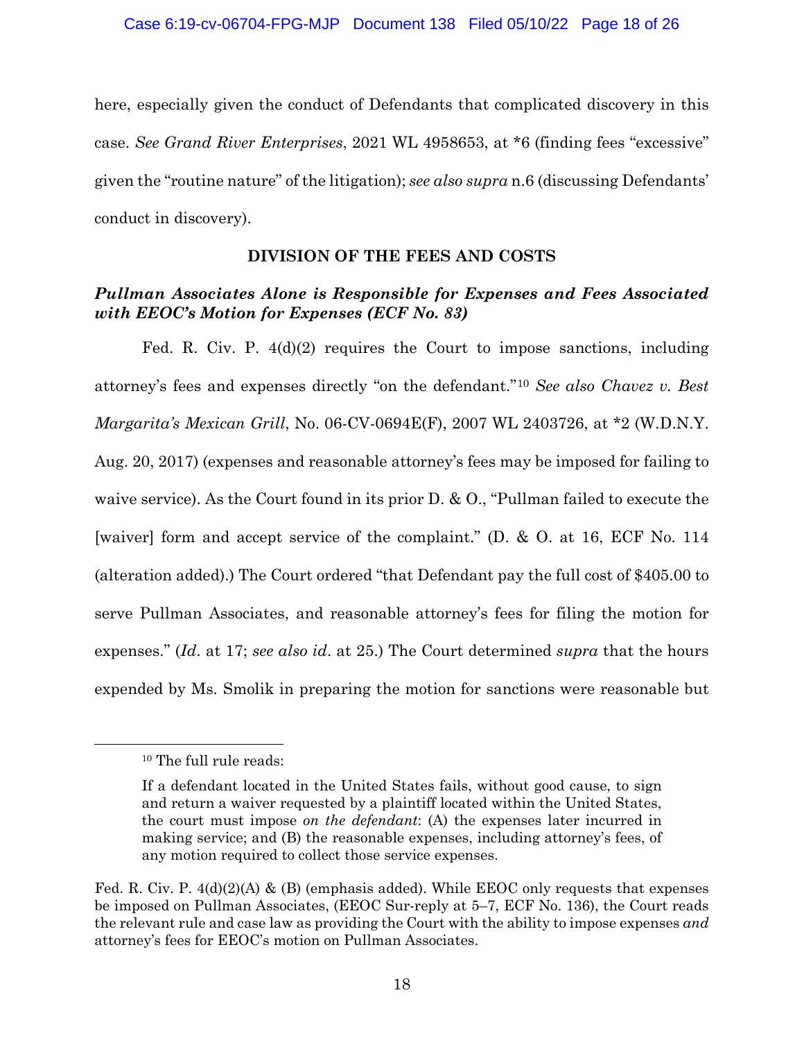here, especially given the conduct of Defendants that complicated discovery in this case. *See Grand River Enterprises*, 2021 WL 4958653, at *6 (finding fees "excessive" given the "routine nature" of the litigation); *see also supra* n.6 (discussing Defendants' conduct in discovery).

## DIVISION OF THE FEES AND COSTS

### *Pullman Associates Alone is Responsible for Expenses and Fees Associated with EEOC's Motion for Expenses (ECF No. 83)*

Fed. R. Civ. P. 4(d)(2) requires the Court to impose sanctions, including attorney's fees and expenses directly "on the defendant."[10] *See also Chavez v. Best Margarita's Mexican Grill*, No. 06-CV-0694E(F), 2007 WL 2403726, at *2 (W.D.N.Y. Aug. 20, 2017) (expenses and reasonable attorney's fees may be imposed for failing to waive service). As the Court found in its prior D. & O., "Pullman failed to execute the [waiver] form and accept service of the complaint." (D. & O. at 16, ECF No. 114 (alteration added).) The Court ordered "that Defendant pay the full cost of $405.00 to serve Pullman Associates, and reasonable attorney's fees for filing the motion for expenses." (*Id*. at 17; *see also id*. at 25.) The Court determined *supra* that the hours expended by Ms. Smolik in preparing the motion for sanctions were reasonable but

---

[10] The full rule reads:

> If a defendant located in the United States fails, without good cause, to sign and return a waiver requested by a plaintiff located within the United States, the court must impose *on the defendant*: (A) the expenses later incurred in making service; and (B) the reasonable expenses, including attorney's fees, of any motion required to collect those service expenses.

Fed. R. Civ. P. 4(d)(2)(A) & (B) (emphasis added). While EEOC only requests that expenses be imposed on Pullman Associates, (EEOC Sur-reply at 5–7, ECF No. 136), the Court reads the relevant rule and case law as providing the Court with the ability to impose expenses *and* attorney's fees for EEOC's motion on Pullman Associates.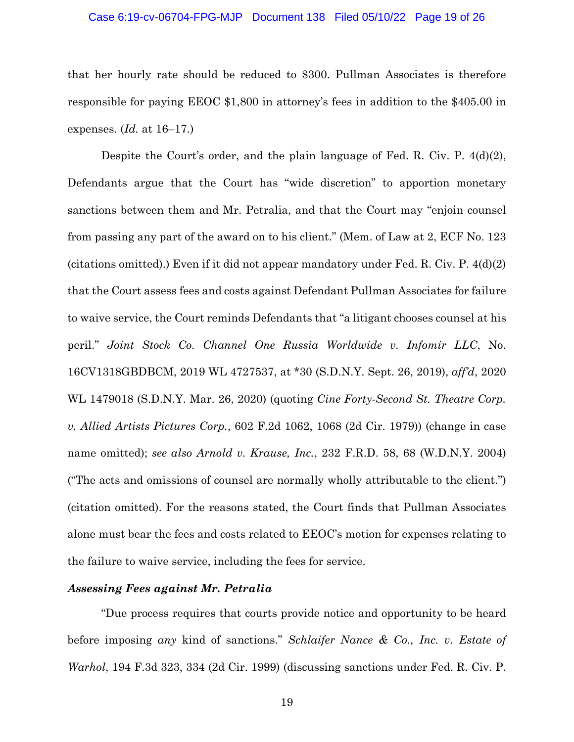that her hourly rate should be reduced to $300. Pullman Associates is therefore responsible for paying EEOC $1,800 in attorney's fees in addition to the $405.00 in expenses. (*Id.* at 16–17.)

Despite the Court's order, and the plain language of Fed. R. Civ. P. 4(d)(2), Defendants argue that the Court has "wide discretion" to apportion monetary sanctions between them and Mr. Petralia, and that the Court may "enjoin counsel from passing any part of the award on to his client." (Mem. of Law at 2, ECF No. 123 (citations omitted).) Even if it did not appear mandatory under Fed. R. Civ. P. 4(d)(2) that the Court assess fees and costs against Defendant Pullman Associates for failure to waive service, the Court reminds Defendants that "a litigant chooses counsel at his peril." *Joint Stock Co. Channel One Russia Worldwide v. Infomir LLC*, No. 16CV1318GBDBCM, 2019 WL 4727537, at *30 (S.D.N.Y. Sept. 26, 2019), *aff'd*, 2020 WL 1479018 (S.D.N.Y. Mar. 26, 2020) (quoting *Cine Forty-Second St. Theatre Corp. v. Allied Artists Pictures Corp.*, 602 F.2d 1062, 1068 (2d Cir. 1979)) (change in case name omitted); *see also Arnold v. Krause, Inc.*, 232 F.R.D. 58, 68 (W.D.N.Y. 2004) ("The acts and omissions of counsel are normally wholly attributable to the client.") (citation omitted). For the reasons stated, the Court finds that Pullman Associates alone must bear the fees and costs related to EEOC's motion for expenses relating to the failure to waive service, including the fees for service.

***Assessing Fees against Mr. Petralia***

"Due process requires that courts provide notice and opportunity to be heard before imposing *any* kind of sanctions." *Schlaifer Nance & Co., Inc. v. Estate of Warhol*, 194 F.3d 323, 334 (2d Cir. 1999) (discussing sanctions under Fed. R. Civ. P.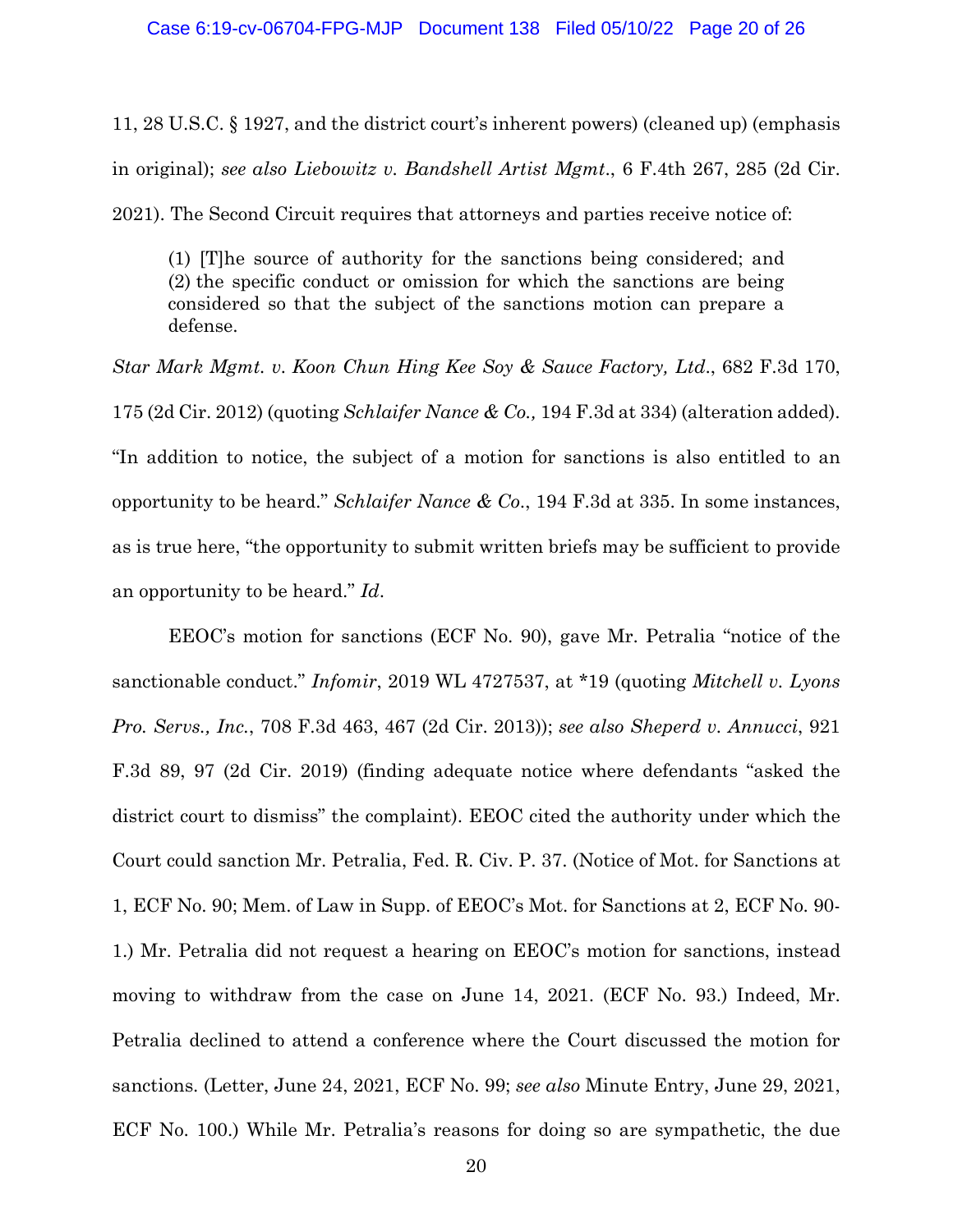11, 28 U.S.C. § 1927, and the district court's inherent powers) (cleaned up) (emphasis in original); *see also Liebowitz v. Bandshell Artist Mgmt*., 6 F.4th 267, 285 (2d Cir. 2021). The Second Circuit requires that attorneys and parties receive notice of:

> (1) [T]he source of authority for the sanctions being considered; and (2) the specific conduct or omission for which the sanctions are being considered so that the subject of the sanctions motion can prepare a defense.

*Star Mark Mgmt. v. Koon Chun Hing Kee Soy & Sauce Factory, Ltd*., 682 F.3d 170, 175 (2d Cir. 2012) (quoting *Schlaifer Nance & Co.,* 194 F.3d at 334) (alteration added). "In addition to notice, the subject of a motion for sanctions is also entitled to an opportunity to be heard." *Schlaifer Nance & Co*., 194 F.3d at 335. In some instances, as is true here, "the opportunity to submit written briefs may be sufficient to provide an opportunity to be heard." *Id*.

EEOC's motion for sanctions (ECF No. 90), gave Mr. Petralia "notice of the sanctionable conduct." *Infomir*, 2019 WL 4727537, at *19 (quoting *Mitchell v. Lyons Pro. Servs., Inc.*, 708 F.3d 463, 467 (2d Cir. 2013)); *see also Sheperd v. Annucci*, 921 F.3d 89, 97 (2d Cir. 2019) (finding adequate notice where defendants "asked the district court to dismiss" the complaint). EEOC cited the authority under which the Court could sanction Mr. Petralia, Fed. R. Civ. P. 37. (Notice of Mot. for Sanctions at 1, ECF No. 90; Mem. of Law in Supp. of EEOC's Mot. for Sanctions at 2, ECF No. 90-1.) Mr. Petralia did not request a hearing on EEOC's motion for sanctions, instead moving to withdraw from the case on June 14, 2021. (ECF No. 93.) Indeed, Mr. Petralia declined to attend a conference where the Court discussed the motion for sanctions. (Letter, June 24, 2021, ECF No. 99; *see also* Minute Entry, June 29, 2021, ECF No. 100.) While Mr. Petralia's reasons for doing so are sympathetic, the due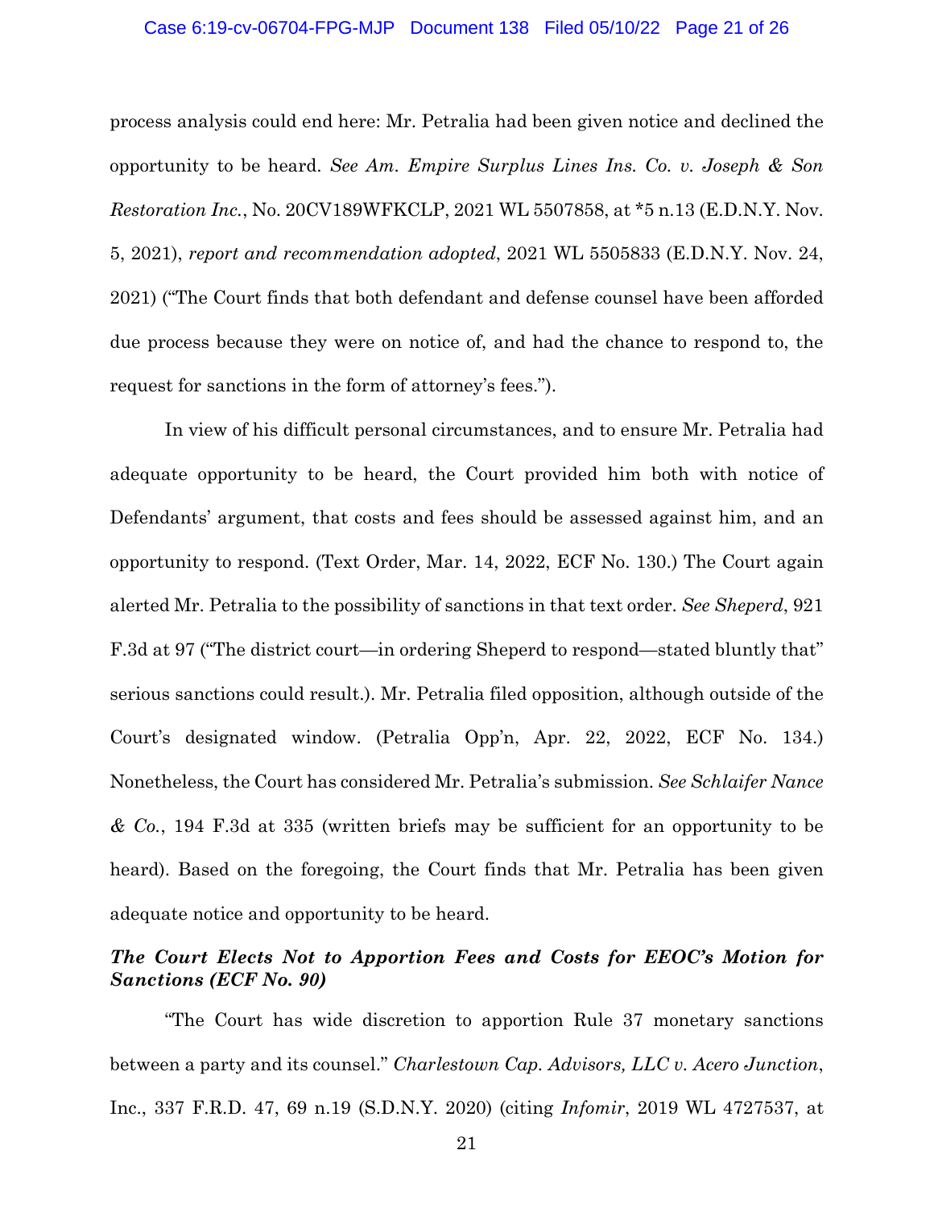process analysis could end here: Mr. Petralia had been given notice and declined the opportunity to be heard. *See Am. Empire Surplus Lines Ins. Co. v. Joseph & Son Restoration Inc.*, No. 20CV189WFKCLP, 2021 WL 5507858, at *5 n.13 (E.D.N.Y. Nov. 5, 2021), *report and recommendation adopted*, 2021 WL 5505833 (E.D.N.Y. Nov. 24, 2021) ("The Court finds that both defendant and defense counsel have been afforded due process because they were on notice of, and had the chance to respond to, the request for sanctions in the form of attorney's fees.").

In view of his difficult personal circumstances, and to ensure Mr. Petralia had adequate opportunity to be heard, the Court provided him both with notice of Defendants' argument, that costs and fees should be assessed against him, and an opportunity to respond. (Text Order, Mar. 14, 2022, ECF No. 130.) The Court again alerted Mr. Petralia to the possibility of sanctions in that text order. *See Sheperd*, 921 F.3d at 97 ("The district court—in ordering Sheperd to respond—stated bluntly that" serious sanctions could result.). Mr. Petralia filed opposition, although outside of the Court's designated window. (Petralia Opp'n, Apr. 22, 2022, ECF No. 134.) Nonetheless, the Court has considered Mr. Petralia's submission. *See Schlaifer Nance & Co.*, 194 F.3d at 335 (written briefs may be sufficient for an opportunity to be heard). Based on the foregoing, the Court finds that Mr. Petralia has been given adequate notice and opportunity to be heard.

***The Court Elects Not to Apportion Fees and Costs for EEOC's Motion for Sanctions (ECF No. 90)***

"The Court has wide discretion to apportion Rule 37 monetary sanctions between a party and its counsel." *Charlestown Cap. Advisors, LLC v. Acero Junction*, Inc., 337 F.R.D. 47, 69 n.19 (S.D.N.Y. 2020) (citing *Infomir*, 2019 WL 4727537, at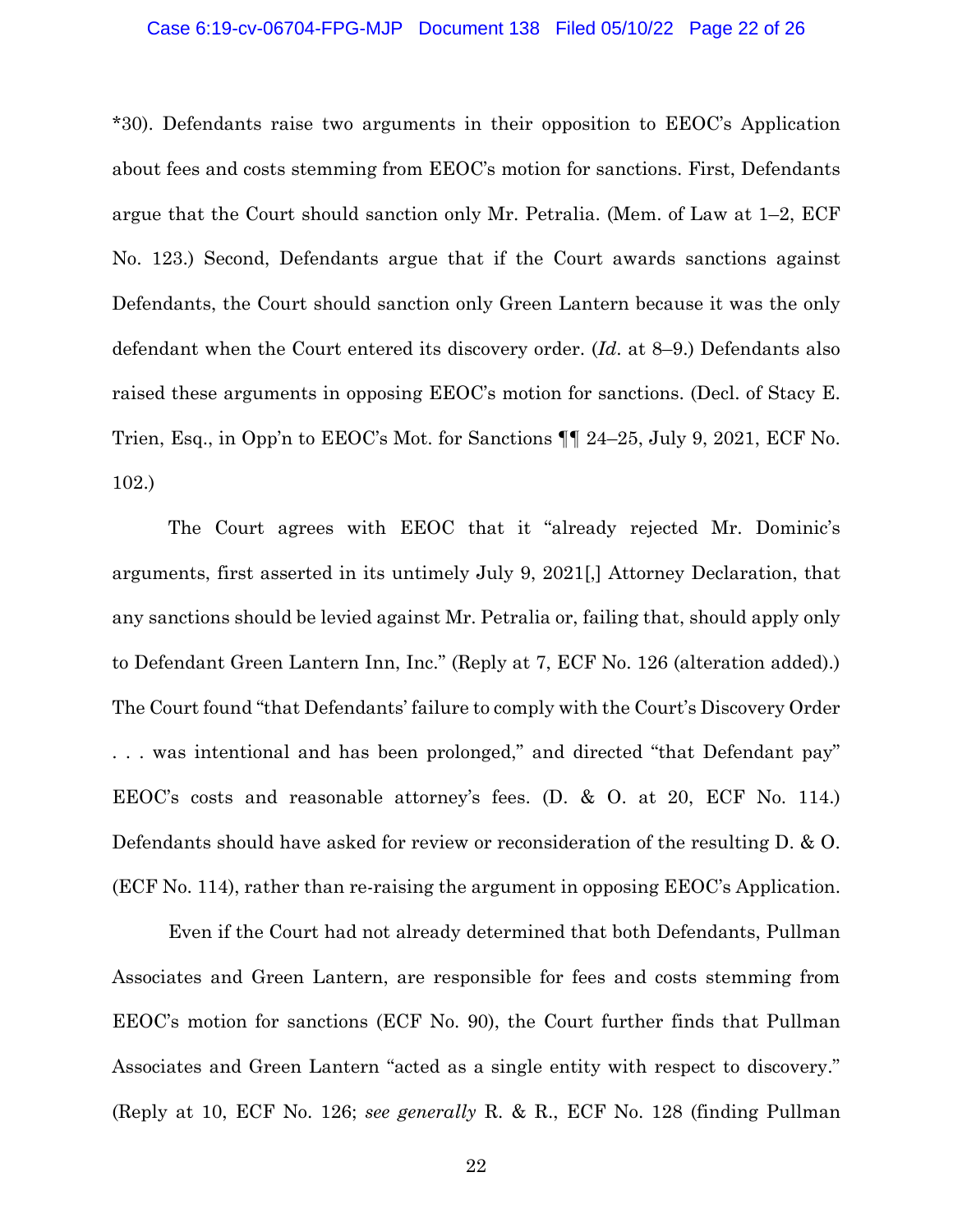*30). Defendants raise two arguments in their opposition to EEOC's Application about fees and costs stemming from EEOC's motion for sanctions. First, Defendants argue that the Court should sanction only Mr. Petralia. (Mem. of Law at 1–2, ECF No. 123.) Second, Defendants argue that if the Court awards sanctions against Defendants, the Court should sanction only Green Lantern because it was the only defendant when the Court entered its discovery order. (*Id.* at 8–9.) Defendants also raised these arguments in opposing EEOC's motion for sanctions. (Decl. of Stacy E. Trien, Esq., in Opp'n to EEOC's Mot. for Sanctions ¶¶ 24–25, July 9, 2021, ECF No. 102.)

The Court agrees with EEOC that it "already rejected Mr. Dominic's arguments, first asserted in its untimely July 9, 2021[,] Attorney Declaration, that any sanctions should be levied against Mr. Petralia or, failing that, should apply only to Defendant Green Lantern Inn, Inc." (Reply at 7, ECF No. 126 (alteration added).) The Court found "that Defendants' failure to comply with the Court's Discovery Order . . . was intentional and has been prolonged," and directed "that Defendant pay" EEOC's costs and reasonable attorney's fees. (D. & O. at 20, ECF No. 114.) Defendants should have asked for review or reconsideration of the resulting D. & O. (ECF No. 114), rather than re-raising the argument in opposing EEOC's Application.

Even if the Court had not already determined that both Defendants, Pullman Associates and Green Lantern, are responsible for fees and costs stemming from EEOC's motion for sanctions (ECF No. 90), the Court further finds that Pullman Associates and Green Lantern "acted as a single entity with respect to discovery." (Reply at 10, ECF No. 126; *see generally* R. & R., ECF No. 128 (finding Pullman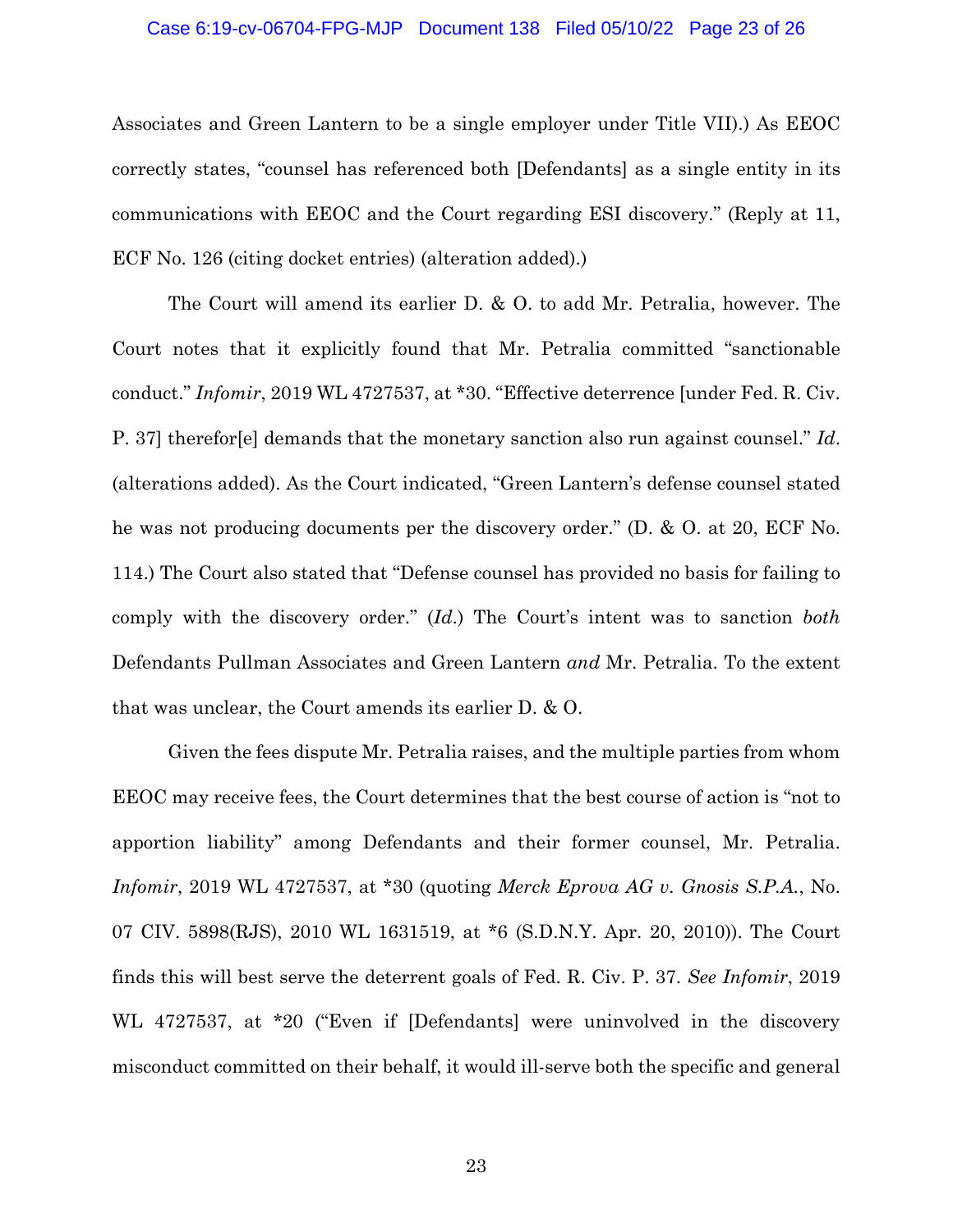Associates and Green Lantern to be a single employer under Title VII).) As EEOC correctly states, "counsel has referenced both [Defendants] as a single entity in its communications with EEOC and the Court regarding ESI discovery." (Reply at 11, ECF No. 126 (citing docket entries) (alteration added).)

The Court will amend its earlier D. & O. to add Mr. Petralia, however. The Court notes that it explicitly found that Mr. Petralia committed "sanctionable conduct." *Infomir*, 2019 WL 4727537, at *30. "Effective deterrence [under Fed. R. Civ. P. 37] therefor[e] demands that the monetary sanction also run against counsel." *Id*. (alterations added). As the Court indicated, "Green Lantern's defense counsel stated he was not producing documents per the discovery order." (D. & O. at 20, ECF No. 114.) The Court also stated that "Defense counsel has provided no basis for failing to comply with the discovery order." (*Id*.) The Court's intent was to sanction *both* Defendants Pullman Associates and Green Lantern *and* Mr. Petralia. To the extent that was unclear, the Court amends its earlier D. & O.

Given the fees dispute Mr. Petralia raises, and the multiple parties from whom EEOC may receive fees, the Court determines that the best course of action is "not to apportion liability" among Defendants and their former counsel, Mr. Petralia. *Infomir*, 2019 WL 4727537, at *30 (quoting *Merck Eprova AG v. Gnosis S.P.A.*, No. 07 CIV. 5898(RJS), 2010 WL 1631519, at *6 (S.D.N.Y. Apr. 20, 2010)). The Court finds this will best serve the deterrent goals of Fed. R. Civ. P. 37. *See Infomir*, 2019 WL 4727537, at *20 ("Even if [Defendants] were uninvolved in the discovery misconduct committed on their behalf, it would ill-serve both the specific and general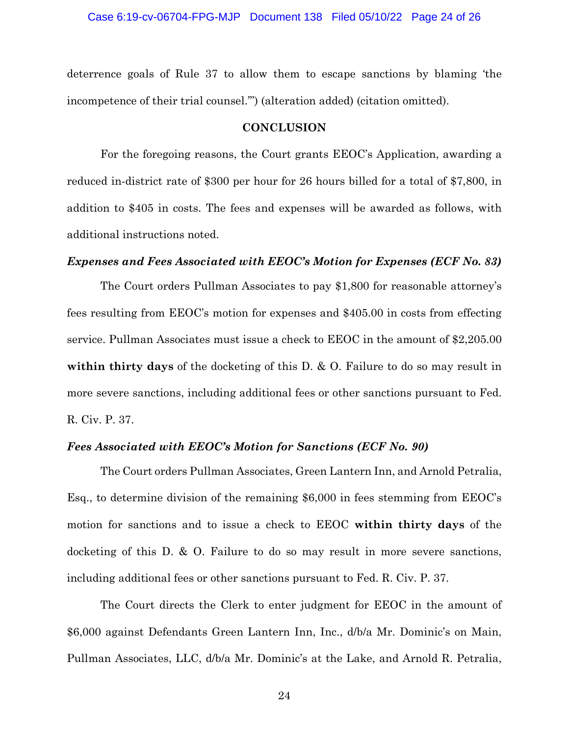deterrence goals of Rule 37 to allow them to escape sanctions by blaming 'the incompetence of their trial counsel.'") (alteration added) (citation omitted).

## CONCLUSION

For the foregoing reasons, the Court grants EEOC's Application, awarding a reduced in-district rate of $300 per hour for 26 hours billed for a total of $7,800, in addition to $405 in costs. The fees and expenses will be awarded as follows, with additional instructions noted.

### *Expenses and Fees Associated with EEOC's Motion for Expenses (ECF No. 83)*

The Court orders Pullman Associates to pay $1,800 for reasonable attorney's fees resulting from EEOC's motion for expenses and $405.00 in costs from effecting service. Pullman Associates must issue a check to EEOC in the amount of $2,205.00 **within thirty days** of the docketing of this D. & O. Failure to do so may result in more severe sanctions, including additional fees or other sanctions pursuant to Fed. R. Civ. P. 37.

### *Fees Associated with EEOC's Motion for Sanctions (ECF No. 90)*

The Court orders Pullman Associates, Green Lantern Inn, and Arnold Petralia, Esq., to determine division of the remaining $6,000 in fees stemming from EEOC's motion for sanctions and to issue a check to EEOC **within thirty days** of the docketing of this D. & O. Failure to do so may result in more severe sanctions, including additional fees or other sanctions pursuant to Fed. R. Civ. P. 37.

The Court directs the Clerk to enter judgment for EEOC in the amount of $6,000 against Defendants Green Lantern Inn, Inc., d/b/a Mr. Dominic's on Main, Pullman Associates, LLC, d/b/a Mr. Dominic's at the Lake, and Arnold R. Petralia,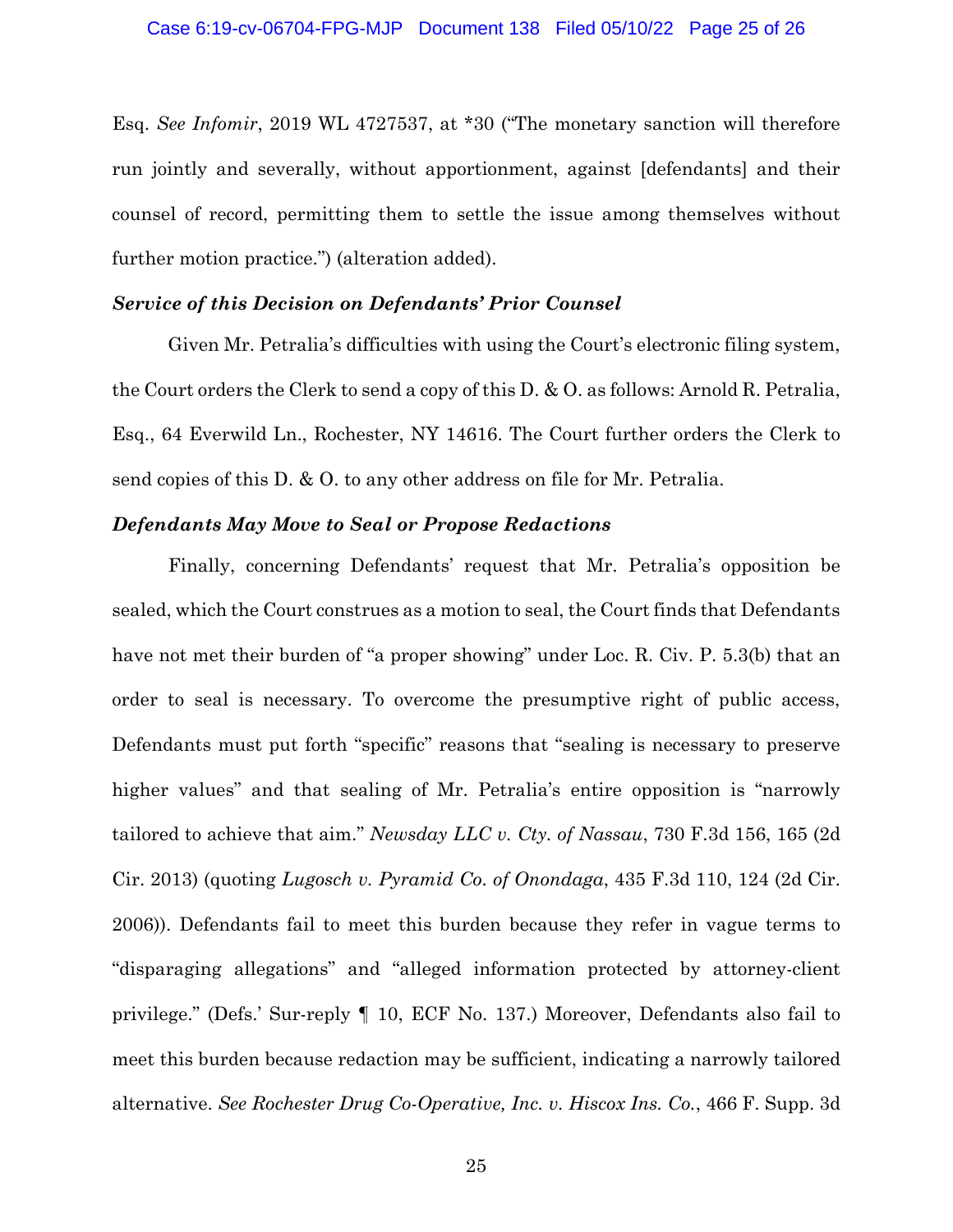Esq. *See Infomir*, 2019 WL 4727537, at *30 ("The monetary sanction will therefore run jointly and severally, without apportionment, against [defendants] and their counsel of record, permitting them to settle the issue among themselves without further motion practice.") (alteration added).

***Service of this Decision on Defendants' Prior Counsel***

Given Mr. Petralia's difficulties with using the Court's electronic filing system, the Court orders the Clerk to send a copy of this D. & O. as follows: Arnold R. Petralia, Esq., 64 Everwild Ln., Rochester, NY 14616. The Court further orders the Clerk to send copies of this D. & O. to any other address on file for Mr. Petralia.

***Defendants May Move to Seal or Propose Redactions***

Finally, concerning Defendants' request that Mr. Petralia's opposition be sealed, which the Court construes as a motion to seal, the Court finds that Defendants have not met their burden of "a proper showing" under Loc. R. Civ. P. 5.3(b) that an order to seal is necessary. To overcome the presumptive right of public access, Defendants must put forth "specific" reasons that "sealing is necessary to preserve higher values" and that sealing of Mr. Petralia's entire opposition is "narrowly tailored to achieve that aim." *Newsday LLC v. Cty. of Nassau*, 730 F.3d 156, 165 (2d Cir. 2013) (quoting *Lugosch v. Pyramid Co. of Onondaga*, 435 F.3d 110, 124 (2d Cir. 2006)). Defendants fail to meet this burden because they refer in vague terms to "disparaging allegations" and "alleged information protected by attorney-client privilege." (Defs.' Sur-reply ¶ 10, ECF No. 137.) Moreover, Defendants also fail to meet this burden because redaction may be sufficient, indicating a narrowly tailored alternative. *See Rochester Drug Co-Operative, Inc. v. Hiscox Ins. Co.*, 466 F. Supp. 3d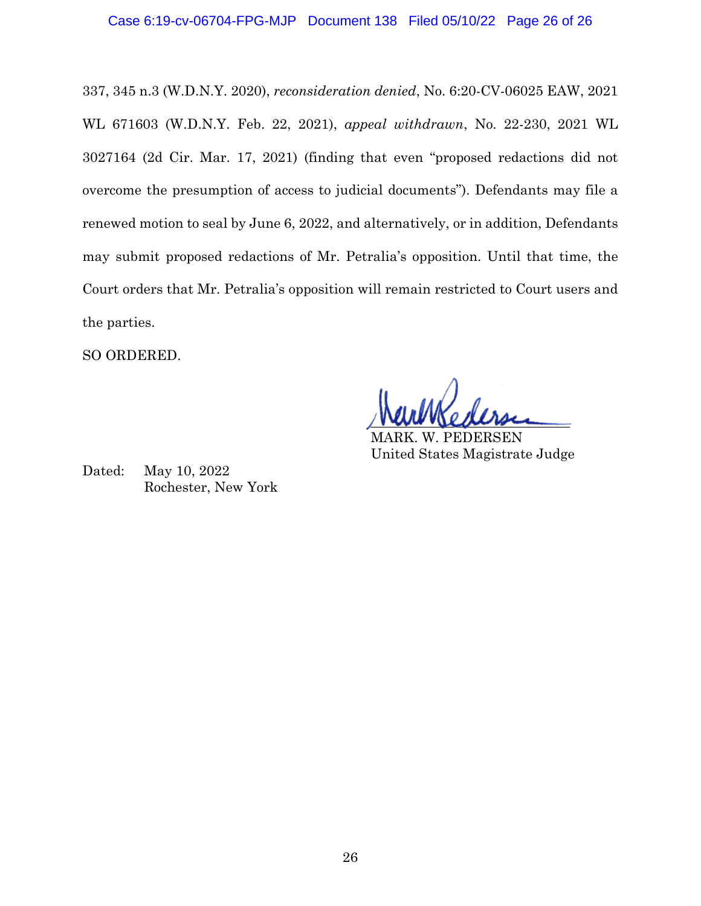337, 345 n.3 (W.D.N.Y. 2020), *reconsideration denied*, No. 6:20-CV-06025 EAW, 2021 WL 671603 (W.D.N.Y. Feb. 22, 2021), *appeal withdrawn*, No. 22-230, 2021 WL 3027164 (2d Cir. Mar. 17, 2021) (finding that even "proposed redactions did not overcome the presumption of access to judicial documents"). Defendants may file a renewed motion to seal by June 6, 2022, and alternatively, or in addition, Defendants may submit proposed redactions of Mr. Petralia's opposition. Until that time, the Court orders that Mr. Petralia's opposition will remain restricted to Court users and the parties.

SO ORDERED.

MARK. W. PEDERSEN
United States Magistrate Judge

Dated: May 10, 2022
Rochester, New York